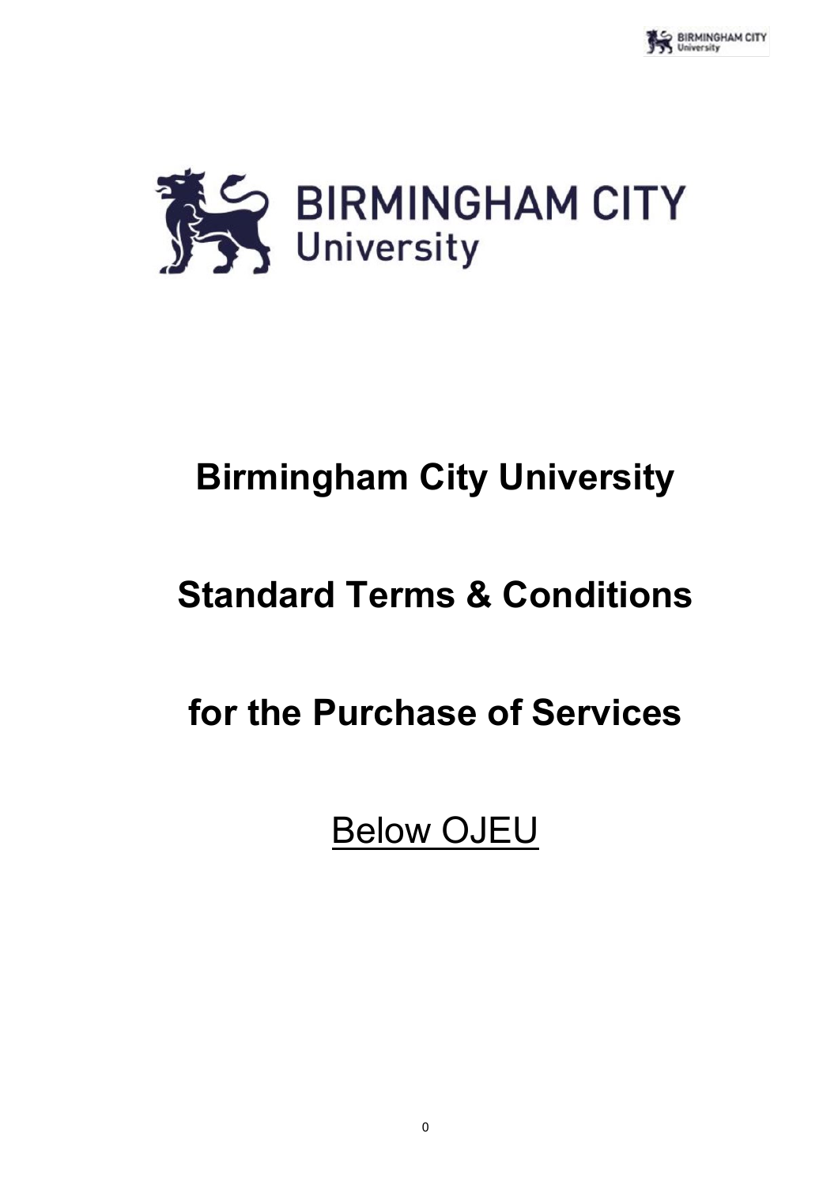# Birmingham City University

# Standard Terms & Conditions

# for the Purchase of Services

Below OJEU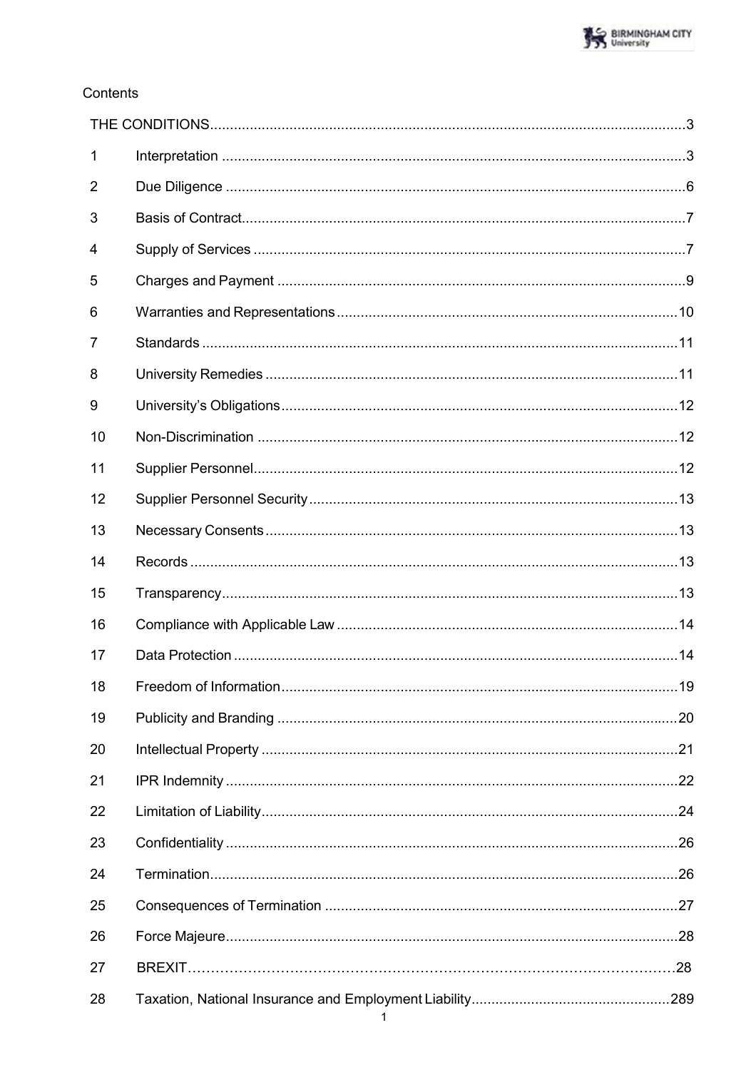Contents

| | | |
|---|---|---|
| THE CONDITIONS | | 3 |
| 1 | Interpretation | 3 |
| 2 | Due Diligence | 6 |
| 3 | Basis of Contract | 7 |
| 4 | Supply of Services | 7 |
| 5 | Charges and Payment | 9 |
| 6 | Warranties and Representations | 10 |
| 7 | Standards | 11 |
| 8 | University Remedies | 11 |
| 9 | University's Obligations | 12 |
| 10 | Non-Discrimination | 12 |
| 11 | Supplier Personnel | 12 |
| 12 | Supplier Personnel Security | 13 |
| 13 | Necessary Consents | 13 |
| 14 | Records | 13 |
| 15 | Transparency | 13 |
| 16 | Compliance with Applicable Law | 14 |
| 17 | Data Protection | 14 |
| 18 | Freedom of Information | 19 |
| 19 | Publicity and Branding | 20 |
| 20 | Intellectual Property | 21 |
| 21 | IPR Indemnity | 22 |
| 22 | Limitation of Liability | 24 |
| 23 | Confidentiality | 26 |
| 24 | Termination | 26 |
| 25 | Consequences of Termination | 27 |
| 26 | Force Majeure | 28 |
| 27 | BREXIT | 28 |
| 28 | Taxation, National Insurance and Employment Liability | 289 |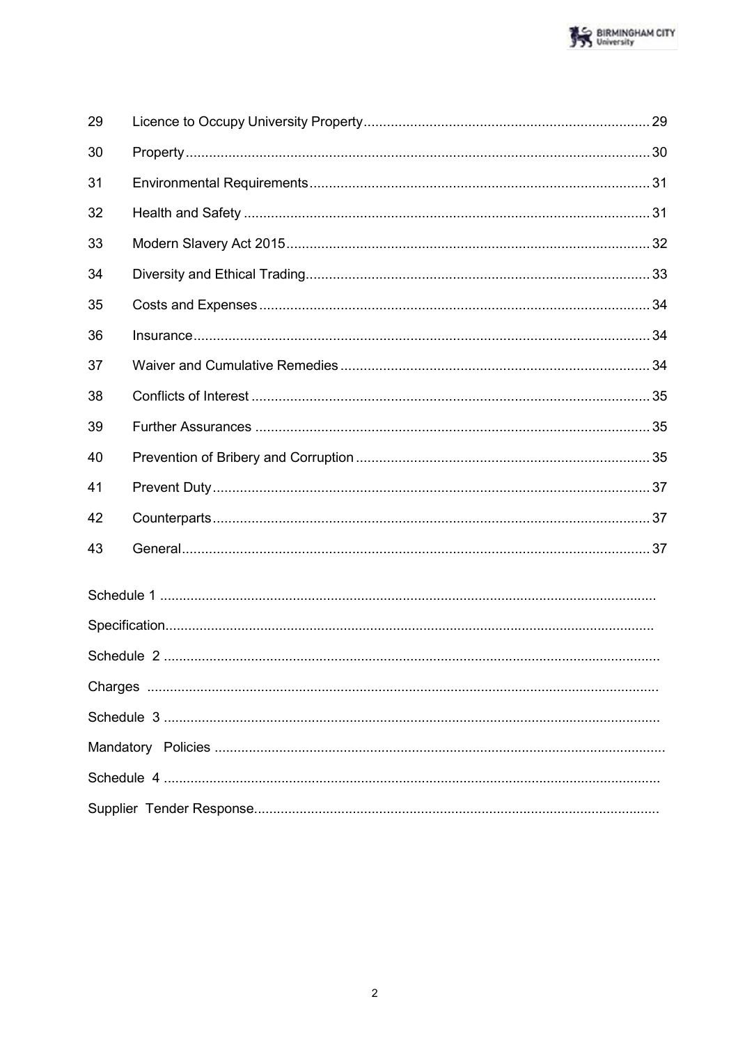| | | |
|---|---|---|
| 29 | Licence to Occupy University Property | 29 |
| 30 | Property | 30 |
| 31 | Environmental Requirements | 31 |
| 32 | Health and Safety | 31 |
| 33 | Modern Slavery Act 2015 | 32 |
| 34 | Diversity and Ethical Trading | 33 |
| 35 | Costs and Expenses | 34 |
| 36 | Insurance | 34 |
| 37 | Waiver and Cumulative Remedies | 34 |
| 38 | Conflicts of Interest | 35 |
| 39 | Further Assurances | 35 |
| 40 | Prevention of Bribery and Corruption | 35 |
| 41 | Prevent Duty | 37 |
| 42 | Counterparts | 37 |
| 43 | General | 37 |

Schedule 1

Specification

Schedule 2

Charges

Schedule 3

Mandatory Policies

Schedule 4

Supplier Tender Response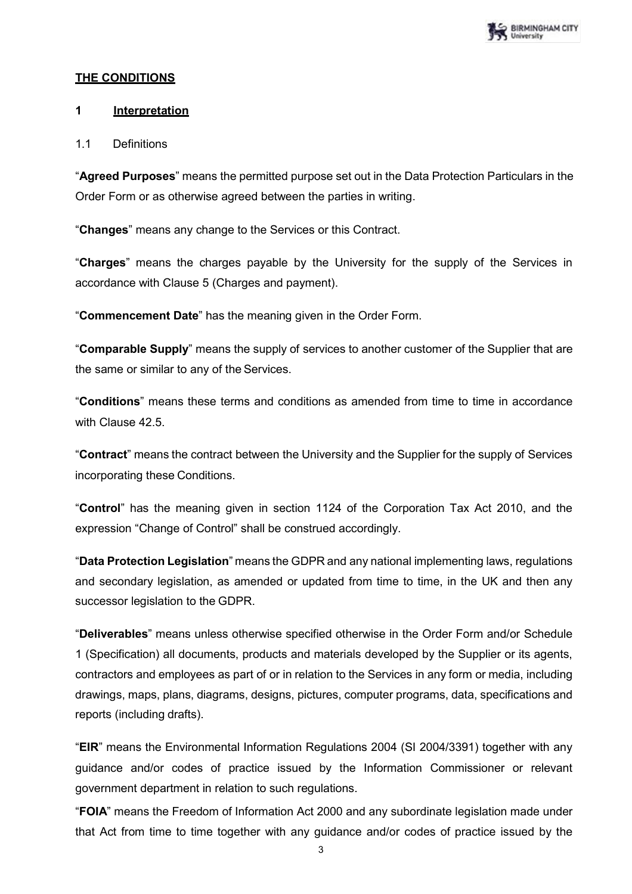## THE CONDITIONS

### 1 Interpretation

1.1 Definitions

"**Agreed Purposes**" means the permitted purpose set out in the Data Protection Particulars in the Order Form or as otherwise agreed between the parties in writing.

"**Changes**" means any change to the Services or this Contract.

"**Charges**" means the charges payable by the University for the supply of the Services in accordance with Clause 5 (Charges and payment).

"**Commencement Date**" has the meaning given in the Order Form.

"**Comparable Supply**" means the supply of services to another customer of the Supplier that are the same or similar to any of the Services.

"**Conditions**" means these terms and conditions as amended from time to time in accordance with Clause 42.5.

"**Contract**" means the contract between the University and the Supplier for the supply of Services incorporating these Conditions.

"**Control**" has the meaning given in section 1124 of the Corporation Tax Act 2010, and the expression "Change of Control" shall be construed accordingly.

"**Data Protection Legislation**" means the GDPR and any national implementing laws, regulations and secondary legislation, as amended or updated from time to time, in the UK and then any successor legislation to the GDPR.

"**Deliverables**" means unless otherwise specified otherwise in the Order Form and/or Schedule 1 (Specification) all documents, products and materials developed by the Supplier or its agents, contractors and employees as part of or in relation to the Services in any form or media, including drawings, maps, plans, diagrams, designs, pictures, computer programs, data, specifications and reports (including drafts).

"**EIR**" means the Environmental Information Regulations 2004 (SI 2004/3391) together with any guidance and/or codes of practice issued by the Information Commissioner or relevant government department in relation to such regulations.

"**FOIA**" means the Freedom of Information Act 2000 and any subordinate legislation made under that Act from time to time together with any guidance and/or codes of practice issued by the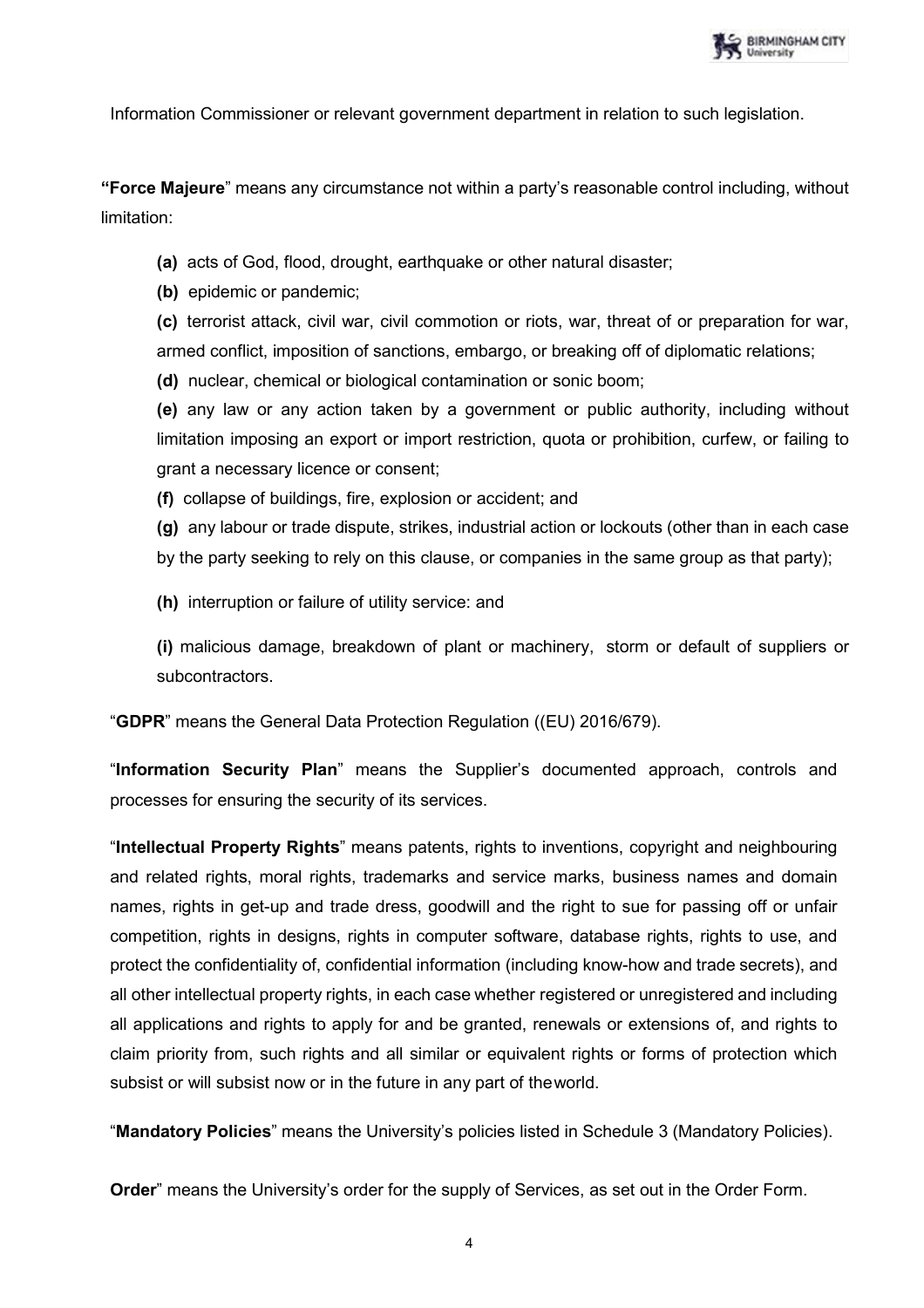Information Commissioner or relevant government department in relation to such legislation.

**"Force Majeure**" means any circumstance not within a party's reasonable control including, without limitation:

**(a)** acts of God, flood, drought, earthquake or other natural disaster;

**(b)** epidemic or pandemic;

**(c)** terrorist attack, civil war, civil commotion or riots, war, threat of or preparation for war, armed conflict, imposition of sanctions, embargo, or breaking off of diplomatic relations;

**(d)** nuclear, chemical or biological contamination or sonic boom;

**(e)** any law or any action taken by a government or public authority, including without limitation imposing an export or import restriction, quota or prohibition, curfew, or failing to grant a necessary licence or consent;

**(f)** collapse of buildings, fire, explosion or accident; and

**(g)** any labour or trade dispute, strikes, industrial action or lockouts (other than in each case by the party seeking to rely on this clause, or companies in the same group as that party);

**(h)** interruption or failure of utility service: and

**(i)** malicious damage, breakdown of plant or machinery, storm or default of suppliers or subcontractors.

"**GDPR**" means the General Data Protection Regulation ((EU) 2016/679).

"**Information Security Plan**" means the Supplier's documented approach, controls and processes for ensuring the security of its services.

"**Intellectual Property Rights**" means patents, rights to inventions, copyright and neighbouring and related rights, moral rights, trademarks and service marks, business names and domain names, rights in get-up and trade dress, goodwill and the right to sue for passing off or unfair competition, rights in designs, rights in computer software, database rights, rights to use, and protect the confidentiality of, confidential information (including know-how and trade secrets), and all other intellectual property rights, in each case whether registered or unregistered and including all applications and rights to apply for and be granted, renewals or extensions of, and rights to claim priority from, such rights and all similar or equivalent rights or forms of protection which subsist or will subsist now or in the future in any part of theworld.

"**Mandatory Policies**" means the University's policies listed in Schedule 3 (Mandatory Policies).

**Order**" means the University's order for the supply of Services, as set out in the Order Form.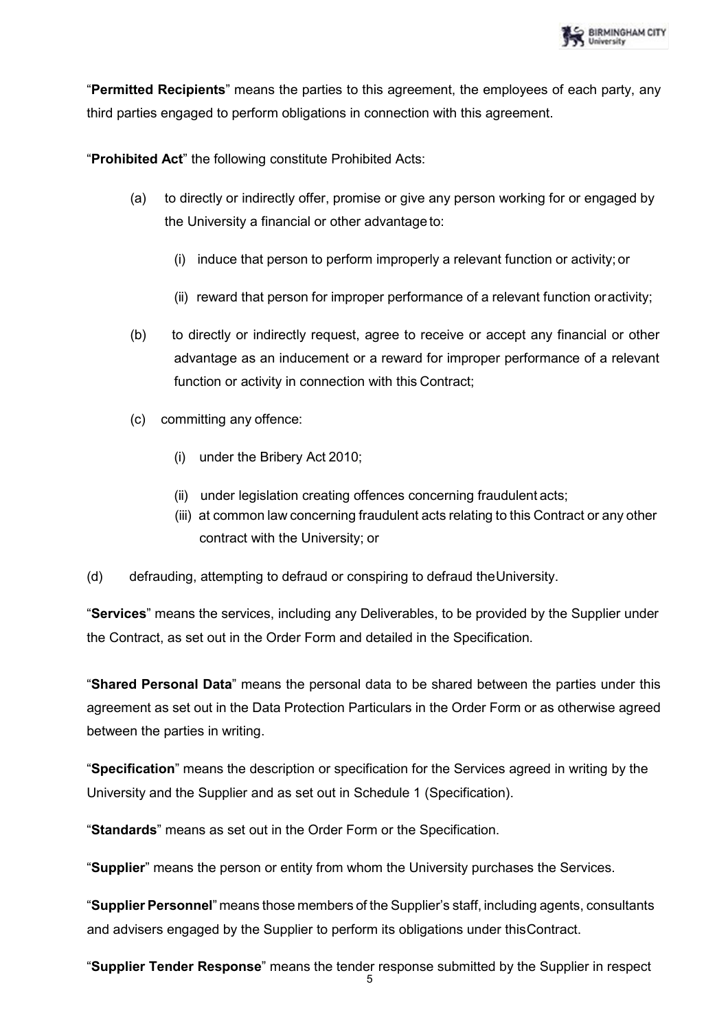"**Permitted Recipients**" means the parties to this agreement, the employees of each party, any third parties engaged to perform obligations in connection with this agreement.

"**Prohibited Act**" the following constitute Prohibited Acts:

(a) to directly or indirectly offer, promise or give any person working for or engaged by the University a financial or other advantage to:

  (i) induce that person to perform improperly a relevant function or activity; or

  (ii) reward that person for improper performance of a relevant function or activity;

(b) to directly or indirectly request, agree to receive or accept any financial or other advantage as an inducement or a reward for improper performance of a relevant function or activity in connection with this Contract;

(c) committing any offence:

  (i) under the Bribery Act 2010;

  (ii) under legislation creating offences concerning fraudulent acts;

  (iii) at common law concerning fraudulent acts relating to this Contract or any other contract with the University; or

(d) defrauding, attempting to defraud or conspiring to defraud the University.

"**Services**" means the services, including any Deliverables, to be provided by the Supplier under the Contract, as set out in the Order Form and detailed in the Specification.

"**Shared Personal Data**" means the personal data to be shared between the parties under this agreement as set out in the Data Protection Particulars in the Order Form or as otherwise agreed between the parties in writing.

"**Specification**" means the description or specification for the Services agreed in writing by the University and the Supplier and as set out in Schedule 1 (Specification).

"**Standards**" means as set out in the Order Form or the Specification.

"**Supplier**" means the person or entity from whom the University purchases the Services.

"**Supplier Personnel**" means those members of the Supplier's staff, including agents, consultants and advisers engaged by the Supplier to perform its obligations under this Contract.

"**Supplier Tender Response**" means the tender response submitted by the Supplier in respect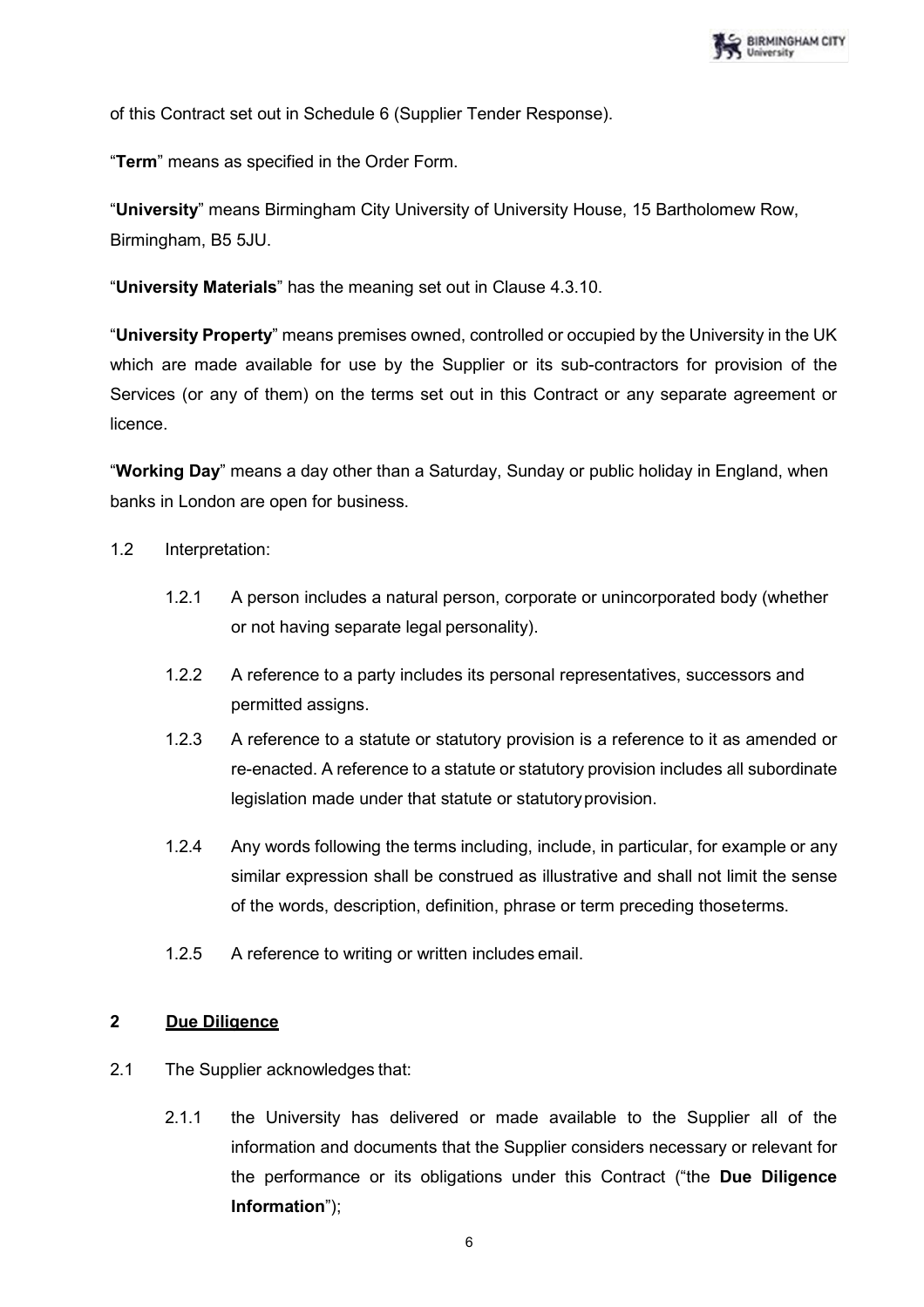of this Contract set out in Schedule 6 (Supplier Tender Response).

"**Term**" means as specified in the Order Form.

"**University**" means Birmingham City University of University House, 15 Bartholomew Row, Birmingham, B5 5JU.

"**University Materials**" has the meaning set out in Clause 4.3.10.

"**University Property**" means premises owned, controlled or occupied by the University in the UK which are made available for use by the Supplier or its sub-contractors for provision of the Services (or any of them) on the terms set out in this Contract or any separate agreement or licence.

"**Working Day**" means a day other than a Saturday, Sunday or public holiday in England, when banks in London are open for business.

1.2 Interpretation:

1.2.1 A person includes a natural person, corporate or unincorporated body (whether or not having separate legal personality).

1.2.2 A reference to a party includes its personal representatives, successors and permitted assigns.

1.2.3 A reference to a statute or statutory provision is a reference to it as amended or re-enacted. A reference to a statute or statutory provision includes all subordinate legislation made under that statute or statutory provision.

1.2.4 Any words following the terms including, include, in particular, for example or any similar expression shall be construed as illustrative and shall not limit the sense of the words, description, definition, phrase or term preceding those terms.

1.2.5 A reference to writing or written includes email.

## 2 Due Diligence

2.1 The Supplier acknowledges that:

2.1.1 the University has delivered or made available to the Supplier all of the information and documents that the Supplier considers necessary or relevant for the performance or its obligations under this Contract ("the **Due Diligence Information**");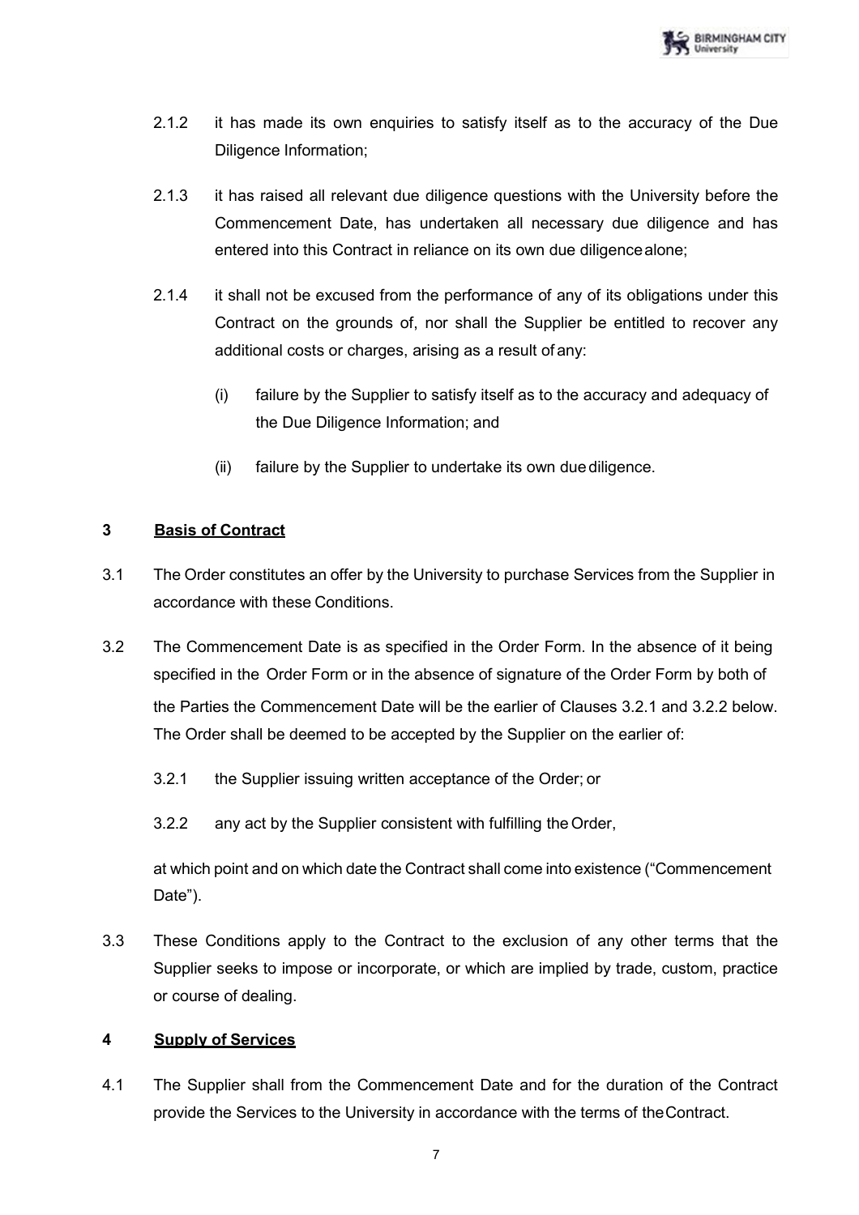2.1.2 it has made its own enquiries to satisfy itself as to the accuracy of the Due Diligence Information;

2.1.3 it has raised all relevant due diligence questions with the University before the Commencement Date, has undertaken all necessary due diligence and has entered into this Contract in reliance on its own due diligence alone;

2.1.4 it shall not be excused from the performance of any of its obligations under this Contract on the grounds of, nor shall the Supplier be entitled to recover any additional costs or charges, arising as a result of any:

(i) failure by the Supplier to satisfy itself as to the accuracy and adequacy of the Due Diligence Information; and

(ii) failure by the Supplier to undertake its own due diligence.

## 3 Basis of Contract

3.1 The Order constitutes an offer by the University to purchase Services from the Supplier in accordance with these Conditions.

3.2 The Commencement Date is as specified in the Order Form. In the absence of it being specified in the Order Form or in the absence of signature of the Order Form by both of the Parties the Commencement Date will be the earlier of Clauses 3.2.1 and 3.2.2 below. The Order shall be deemed to be accepted by the Supplier on the earlier of:

3.2.1 the Supplier issuing written acceptance of the Order; or

3.2.2 any act by the Supplier consistent with fulfilling the Order,

at which point and on which date the Contract shall come into existence ("Commencement Date").

3.3 These Conditions apply to the Contract to the exclusion of any other terms that the Supplier seeks to impose or incorporate, or which are implied by trade, custom, practice or course of dealing.

## 4 Supply of Services

4.1 The Supplier shall from the Commencement Date and for the duration of the Contract provide the Services to the University in accordance with the terms of the Contract.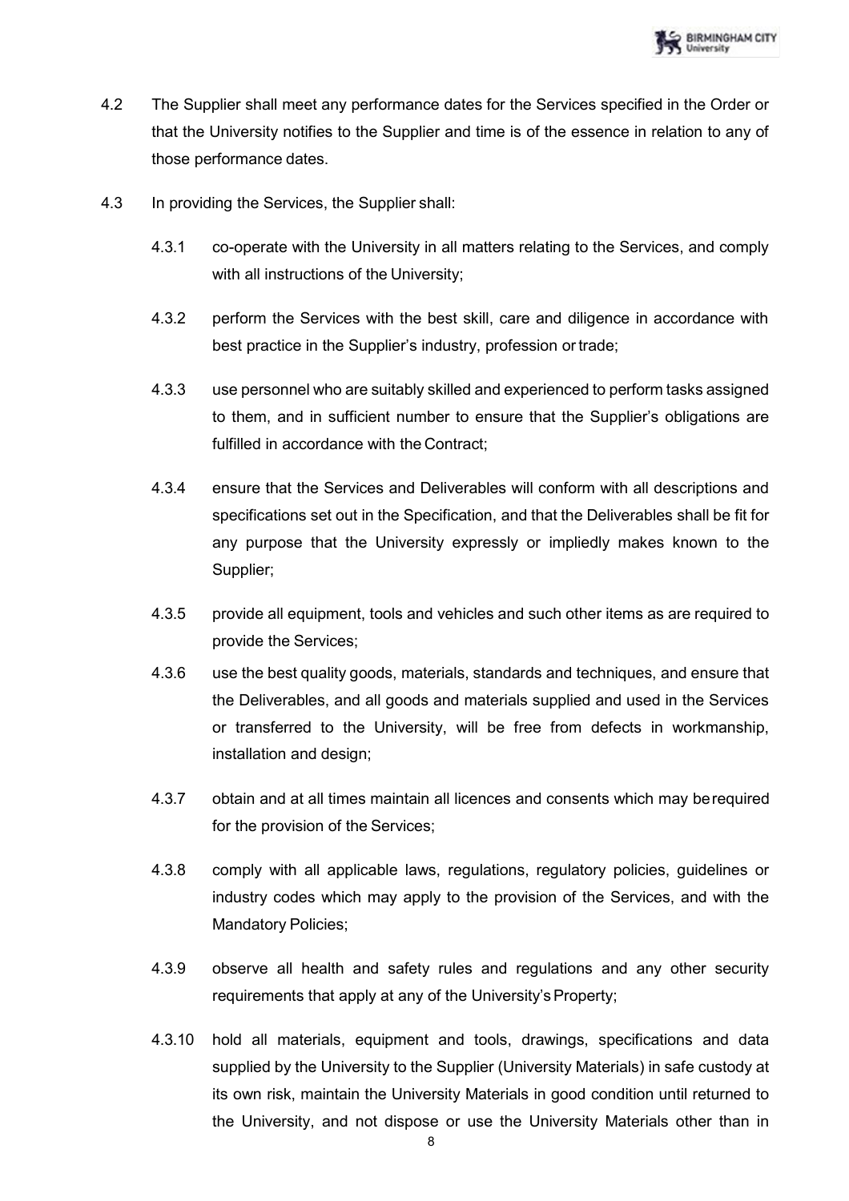4.2 The Supplier shall meet any performance dates for the Services specified in the Order or that the University notifies to the Supplier and time is of the essence in relation to any of those performance dates.

4.3 In providing the Services, the Supplier shall:

4.3.1 co-operate with the University in all matters relating to the Services, and comply with all instructions of the University;

4.3.2 perform the Services with the best skill, care and diligence in accordance with best practice in the Supplier's industry, profession or trade;

4.3.3 use personnel who are suitably skilled and experienced to perform tasks assigned to them, and in sufficient number to ensure that the Supplier's obligations are fulfilled in accordance with the Contract;

4.3.4 ensure that the Services and Deliverables will conform with all descriptions and specifications set out in the Specification, and that the Deliverables shall be fit for any purpose that the University expressly or impliedly makes known to the Supplier;

4.3.5 provide all equipment, tools and vehicles and such other items as are required to provide the Services;

4.3.6 use the best quality goods, materials, standards and techniques, and ensure that the Deliverables, and all goods and materials supplied and used in the Services or transferred to the University, will be free from defects in workmanship, installation and design;

4.3.7 obtain and at all times maintain all licences and consents which may be required for the provision of the Services;

4.3.8 comply with all applicable laws, regulations, regulatory policies, guidelines or industry codes which may apply to the provision of the Services, and with the Mandatory Policies;

4.3.9 observe all health and safety rules and regulations and any other security requirements that apply at any of the University's Property;

4.3.10 hold all materials, equipment and tools, drawings, specifications and data supplied by the University to the Supplier (University Materials) in safe custody at its own risk, maintain the University Materials in good condition until returned to the University, and not dispose or use the University Materials other than in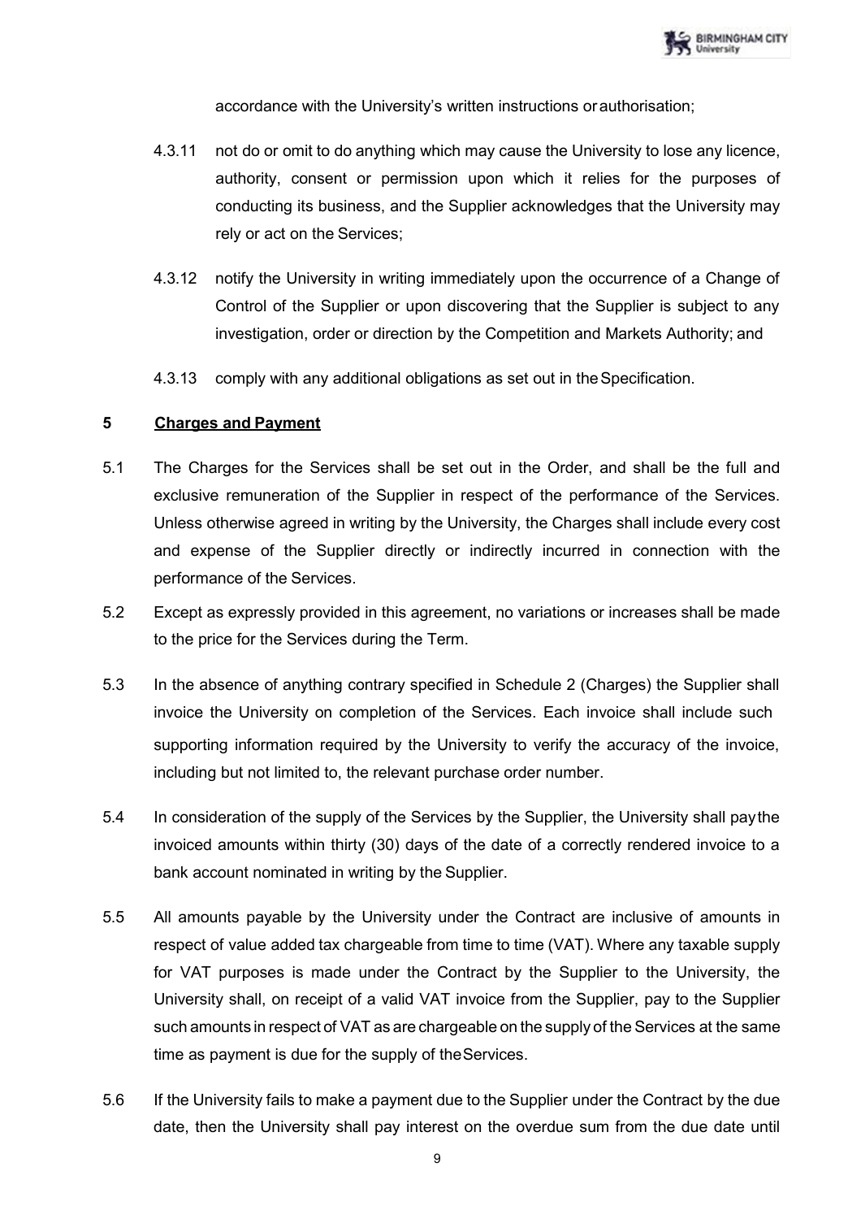accordance with the University's written instructions or authorisation;

4.3.11 not do or omit to do anything which may cause the University to lose any licence, authority, consent or permission upon which it relies for the purposes of conducting its business, and the Supplier acknowledges that the University may rely or act on the Services;

4.3.12 notify the University in writing immediately upon the occurrence of a Change of Control of the Supplier or upon discovering that the Supplier is subject to any investigation, order or direction by the Competition and Markets Authority; and

4.3.13 comply with any additional obligations as set out in the Specification.

## 5 Charges and Payment

5.1 The Charges for the Services shall be set out in the Order, and shall be the full and exclusive remuneration of the Supplier in respect of the performance of the Services. Unless otherwise agreed in writing by the University, the Charges shall include every cost and expense of the Supplier directly or indirectly incurred in connection with the performance of the Services.

5.2 Except as expressly provided in this agreement, no variations or increases shall be made to the price for the Services during the Term.

5.3 In the absence of anything contrary specified in Schedule 2 (Charges) the Supplier shall invoice the University on completion of the Services. Each invoice shall include such supporting information required by the University to verify the accuracy of the invoice, including but not limited to, the relevant purchase order number.

5.4 In consideration of the supply of the Services by the Supplier, the University shall pay the invoiced amounts within thirty (30) days of the date of a correctly rendered invoice to a bank account nominated in writing by the Supplier.

5.5 All amounts payable by the University under the Contract are inclusive of amounts in respect of value added tax chargeable from time to time (VAT). Where any taxable supply for VAT purposes is made under the Contract by the Supplier to the University, the University shall, on receipt of a valid VAT invoice from the Supplier, pay to the Supplier such amounts in respect of VAT as are chargeable on the supply of the Services at the same time as payment is due for the supply of the Services.

5.6 If the University fails to make a payment due to the Supplier under the Contract by the due date, then the University shall pay interest on the overdue sum from the due date until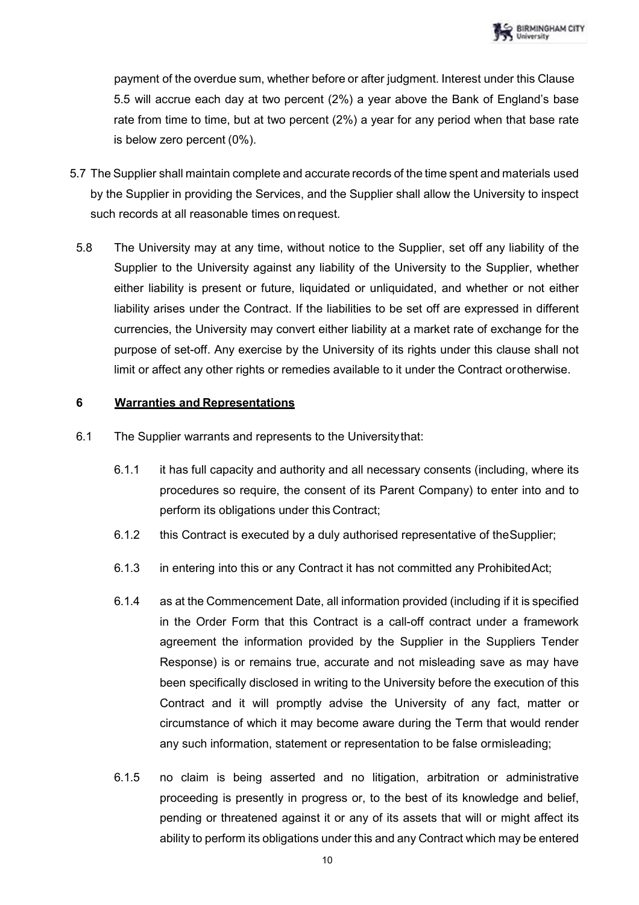payment of the overdue sum, whether before or after judgment. Interest under this Clause 5.5 will accrue each day at two percent (2%) a year above the Bank of England's base rate from time to time, but at two percent (2%) a year for any period when that base rate is below zero percent (0%).

5.7 The Supplier shall maintain complete and accurate records of the time spent and materials used by the Supplier in providing the Services, and the Supplier shall allow the University to inspect such records at all reasonable times on request.

5.8 The University may at any time, without notice to the Supplier, set off any liability of the Supplier to the University against any liability of the University to the Supplier, whether either liability is present or future, liquidated or unliquidated, and whether or not either liability arises under the Contract. If the liabilities to be set off are expressed in different currencies, the University may convert either liability at a market rate of exchange for the purpose of set-off. Any exercise by the University of its rights under this clause shall not limit or affect any other rights or remedies available to it under the Contract or otherwise.

## 6 Warranties and Representations

6.1 The Supplier warrants and represents to the University that:

6.1.1 it has full capacity and authority and all necessary consents (including, where its procedures so require, the consent of its Parent Company) to enter into and to perform its obligations under this Contract;

6.1.2 this Contract is executed by a duly authorised representative of the Supplier;

6.1.3 in entering into this or any Contract it has not committed any Prohibited Act;

6.1.4 as at the Commencement Date, all information provided (including if it is specified in the Order Form that this Contract is a call-off contract under a framework agreement the information provided by the Supplier in the Suppliers Tender Response) is or remains true, accurate and not misleading save as may have been specifically disclosed in writing to the University before the execution of this Contract and it will promptly advise the University of any fact, matter or circumstance of which it may become aware during the Term that would render any such information, statement or representation to be false or misleading;

6.1.5 no claim is being asserted and no litigation, arbitration or administrative proceeding is presently in progress or, to the best of its knowledge and belief, pending or threatened against it or any of its assets that will or might affect its ability to perform its obligations under this and any Contract which may be entered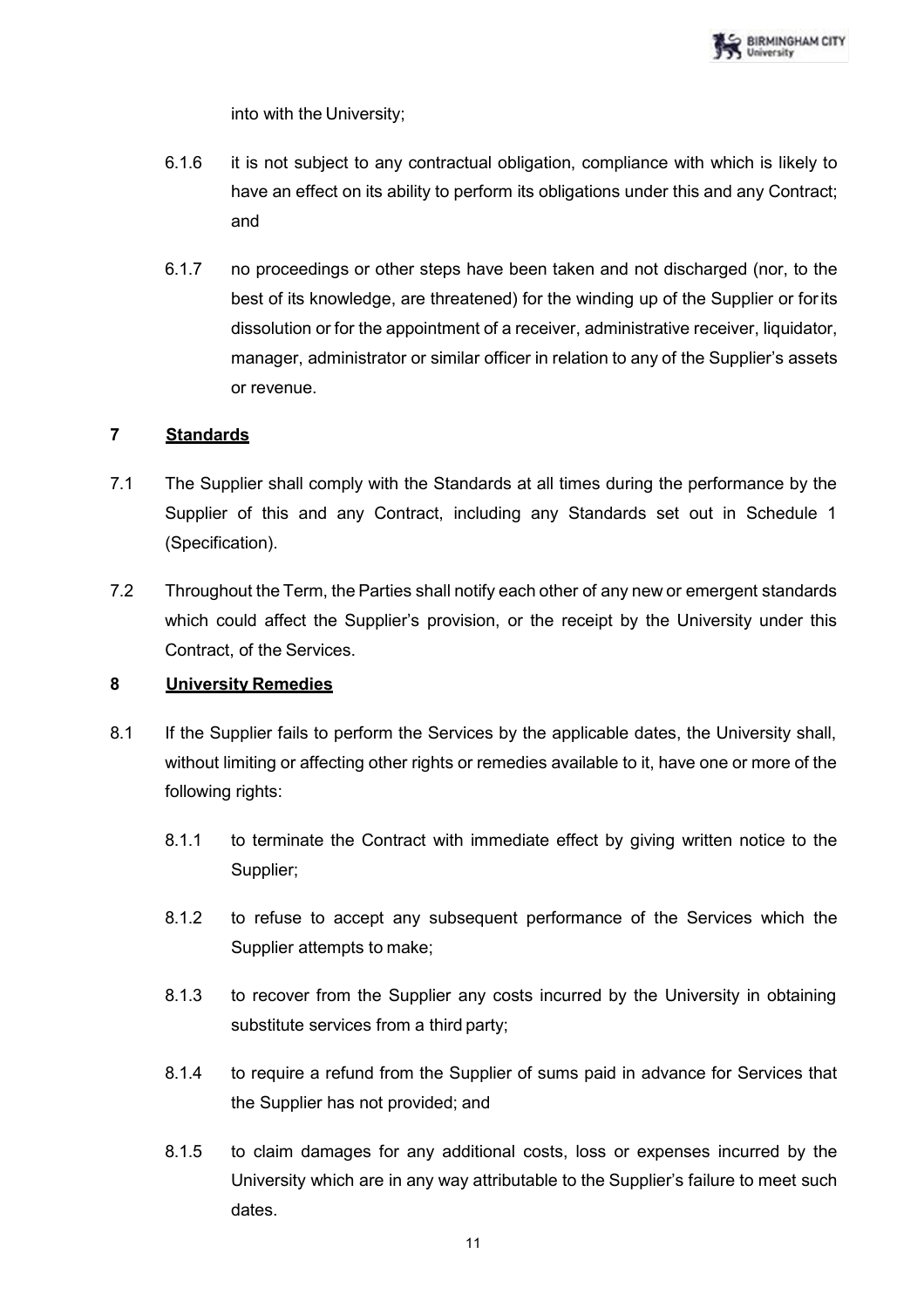into with the University;

6.1.6 it is not subject to any contractual obligation, compliance with which is likely to have an effect on its ability to perform its obligations under this and any Contract; and

6.1.7 no proceedings or other steps have been taken and not discharged (nor, to the best of its knowledge, are threatened) for the winding up of the Supplier or for its dissolution or for the appointment of a receiver, administrative receiver, liquidator, manager, administrator or similar officer in relation to any of the Supplier's assets or revenue.

## 7 Standards

7.1 The Supplier shall comply with the Standards at all times during the performance by the Supplier of this and any Contract, including any Standards set out in Schedule 1 (Specification).

7.2 Throughout the Term, the Parties shall notify each other of any new or emergent standards which could affect the Supplier's provision, or the receipt by the University under this Contract, of the Services.

## 8 University Remedies

8.1 If the Supplier fails to perform the Services by the applicable dates, the University shall, without limiting or affecting other rights or remedies available to it, have one or more of the following rights:

8.1.1 to terminate the Contract with immediate effect by giving written notice to the Supplier;

8.1.2 to refuse to accept any subsequent performance of the Services which the Supplier attempts to make;

8.1.3 to recover from the Supplier any costs incurred by the University in obtaining substitute services from a third party;

8.1.4 to require a refund from the Supplier of sums paid in advance for Services that the Supplier has not provided; and

8.1.5 to claim damages for any additional costs, loss or expenses incurred by the University which are in any way attributable to the Supplier's failure to meet such dates.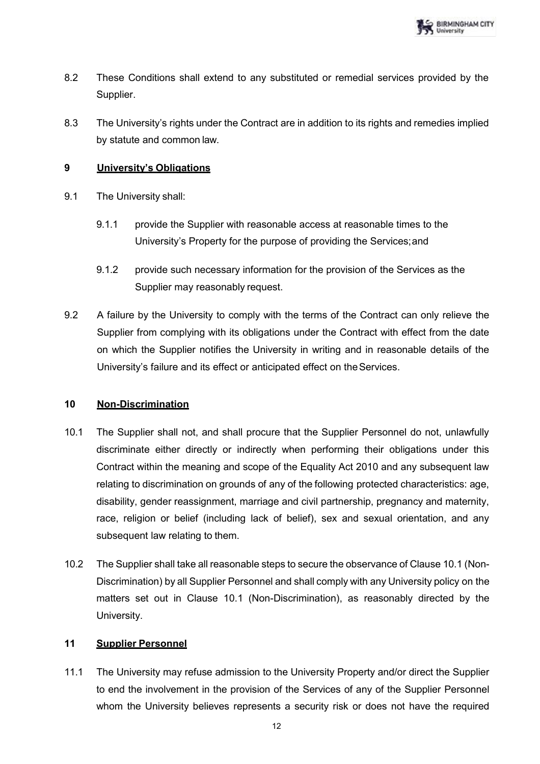8.2 These Conditions shall extend to any substituted or remedial services provided by the Supplier.

8.3 The University's rights under the Contract are in addition to its rights and remedies implied by statute and common law.

## 9 University's Obligations

9.1 The University shall:

9.1.1 provide the Supplier with reasonable access at reasonable times to the University's Property for the purpose of providing the Services; and

9.1.2 provide such necessary information for the provision of the Services as the Supplier may reasonably request.

9.2 A failure by the University to comply with the terms of the Contract can only relieve the Supplier from complying with its obligations under the Contract with effect from the date on which the Supplier notifies the University in writing and in reasonable details of the University's failure and its effect or anticipated effect on the Services.

## 10 Non-Discrimination

10.1 The Supplier shall not, and shall procure that the Supplier Personnel do not, unlawfully discriminate either directly or indirectly when performing their obligations under this Contract within the meaning and scope of the Equality Act 2010 and any subsequent law relating to discrimination on grounds of any of the following protected characteristics: age, disability, gender reassignment, marriage and civil partnership, pregnancy and maternity, race, religion or belief (including lack of belief), sex and sexual orientation, and any subsequent law relating to them.

10.2 The Supplier shall take all reasonable steps to secure the observance of Clause 10.1 (Non-Discrimination) by all Supplier Personnel and shall comply with any University policy on the matters set out in Clause 10.1 (Non-Discrimination), as reasonably directed by the University.

## 11 Supplier Personnel

11.1 The University may refuse admission to the University Property and/or direct the Supplier to end the involvement in the provision of the Services of any of the Supplier Personnel whom the University believes represents a security risk or does not have the required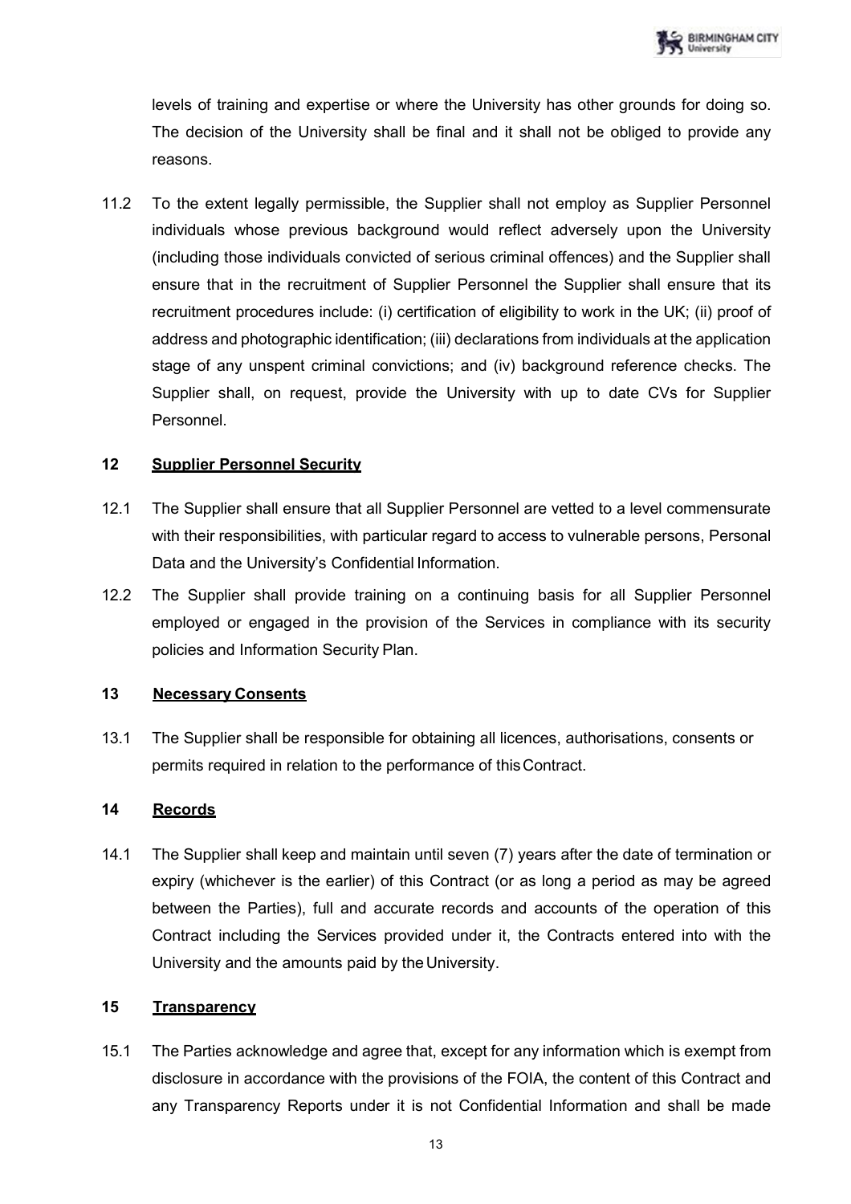levels of training and expertise or where the University has other grounds for doing so. The decision of the University shall be final and it shall not be obliged to provide any reasons.

11.2 To the extent legally permissible, the Supplier shall not employ as Supplier Personnel individuals whose previous background would reflect adversely upon the University (including those individuals convicted of serious criminal offences) and the Supplier shall ensure that in the recruitment of Supplier Personnel the Supplier shall ensure that its recruitment procedures include: (i) certification of eligibility to work in the UK; (ii) proof of address and photographic identification; (iii) declarations from individuals at the application stage of any unspent criminal convictions; and (iv) background reference checks. The Supplier shall, on request, provide the University with up to date CVs for Supplier Personnel.

## 12 Supplier Personnel Security

12.1 The Supplier shall ensure that all Supplier Personnel are vetted to a level commensurate with their responsibilities, with particular regard to access to vulnerable persons, Personal Data and the University's Confidential Information.

12.2 The Supplier shall provide training on a continuing basis for all Supplier Personnel employed or engaged in the provision of the Services in compliance with its security policies and Information Security Plan.

## 13 Necessary Consents

13.1 The Supplier shall be responsible for obtaining all licences, authorisations, consents or permits required in relation to the performance of this Contract.

## 14 Records

14.1 The Supplier shall keep and maintain until seven (7) years after the date of termination or expiry (whichever is the earlier) of this Contract (or as long a period as may be agreed between the Parties), full and accurate records and accounts of the operation of this Contract including the Services provided under it, the Contracts entered into with the University and the amounts paid by the University.

## 15 Transparency

15.1 The Parties acknowledge and agree that, except for any information which is exempt from disclosure in accordance with the provisions of the FOIA, the content of this Contract and any Transparency Reports under it is not Confidential Information and shall be made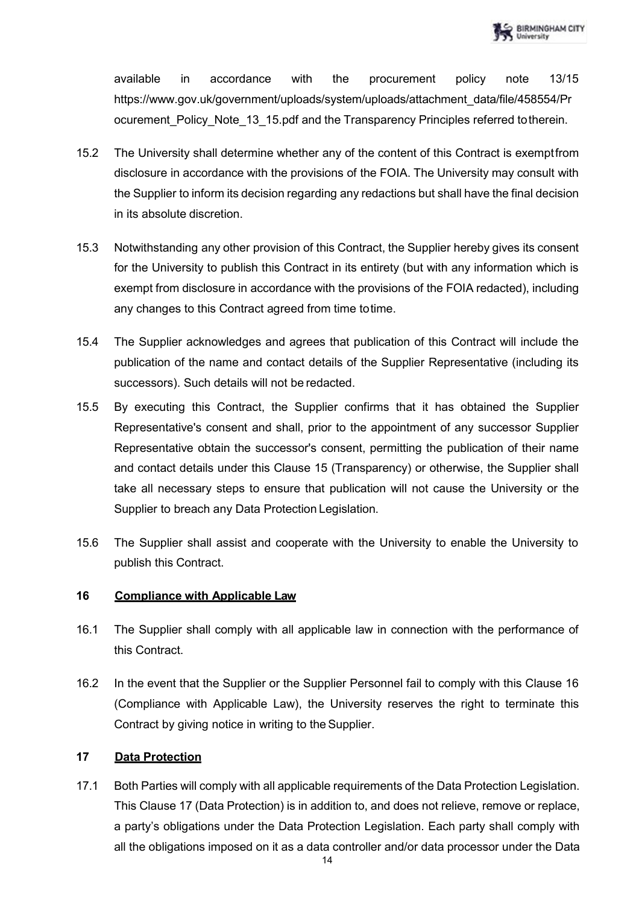available in accordance with the procurement policy note 13/15 https://www.gov.uk/government/uploads/system/uploads/attachment_data/file/458554/Procurement_Policy_Note_13_15.pdf and the Transparency Principles referred to therein.

15.2 The University shall determine whether any of the content of this Contract is exempt from disclosure in accordance with the provisions of the FOIA. The University may consult with the Supplier to inform its decision regarding any redactions but shall have the final decision in its absolute discretion.

15.3 Notwithstanding any other provision of this Contract, the Supplier hereby gives its consent for the University to publish this Contract in its entirety (but with any information which is exempt from disclosure in accordance with the provisions of the FOIA redacted), including any changes to this Contract agreed from time to time.

15.4 The Supplier acknowledges and agrees that publication of this Contract will include the publication of the name and contact details of the Supplier Representative (including its successors). Such details will not be redacted.

15.5 By executing this Contract, the Supplier confirms that it has obtained the Supplier Representative's consent and shall, prior to the appointment of any successor Supplier Representative obtain the successor's consent, permitting the publication of their name and contact details under this Clause 15 (Transparency) or otherwise, the Supplier shall take all necessary steps to ensure that publication will not cause the University or the Supplier to breach any Data Protection Legislation.

15.6 The Supplier shall assist and cooperate with the University to enable the University to publish this Contract.

## 16 Compliance with Applicable Law

16.1 The Supplier shall comply with all applicable law in connection with the performance of this Contract.

16.2 In the event that the Supplier or the Supplier Personnel fail to comply with this Clause 16 (Compliance with Applicable Law), the University reserves the right to terminate this Contract by giving notice in writing to the Supplier.

## 17 Data Protection

17.1 Both Parties will comply with all applicable requirements of the Data Protection Legislation. This Clause 17 (Data Protection) is in addition to, and does not relieve, remove or replace, a party's obligations under the Data Protection Legislation. Each party shall comply with all the obligations imposed on it as a data controller and/or data processor under the Data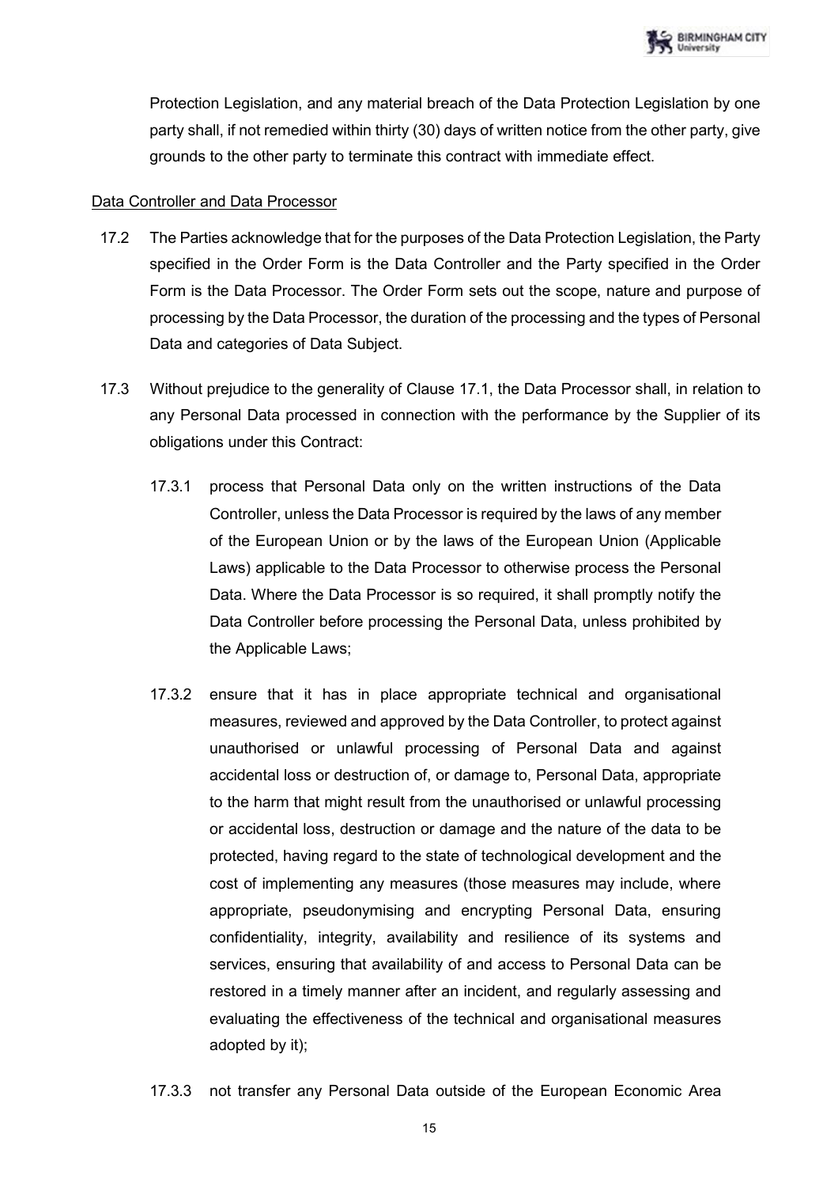Protection Legislation, and any material breach of the Data Protection Legislation by one party shall, if not remedied within thirty (30) days of written notice from the other party, give grounds to the other party to terminate this contract with immediate effect.

<u>Data Controller and Data Processor</u>

17.2 The Parties acknowledge that for the purposes of the Data Protection Legislation, the Party specified in the Order Form is the Data Controller and the Party specified in the Order Form is the Data Processor. The Order Form sets out the scope, nature and purpose of processing by the Data Processor, the duration of the processing and the types of Personal Data and categories of Data Subject.

17.3 Without prejudice to the generality of Clause 17.1, the Data Processor shall, in relation to any Personal Data processed in connection with the performance by the Supplier of its obligations under this Contract:

17.3.1 process that Personal Data only on the written instructions of the Data Controller, unless the Data Processor is required by the laws of any member of the European Union or by the laws of the European Union (Applicable Laws) applicable to the Data Processor to otherwise process the Personal Data. Where the Data Processor is so required, it shall promptly notify the Data Controller before processing the Personal Data, unless prohibited by the Applicable Laws;

17.3.2 ensure that it has in place appropriate technical and organisational measures, reviewed and approved by the Data Controller, to protect against unauthorised or unlawful processing of Personal Data and against accidental loss or destruction of, or damage to, Personal Data, appropriate to the harm that might result from the unauthorised or unlawful processing or accidental loss, destruction or damage and the nature of the data to be protected, having regard to the state of technological development and the cost of implementing any measures (those measures may include, where appropriate, pseudonymising and encrypting Personal Data, ensuring confidentiality, integrity, availability and resilience of its systems and services, ensuring that availability of and access to Personal Data can be restored in a timely manner after an incident, and regularly assessing and evaluating the effectiveness of the technical and organisational measures adopted by it);

17.3.3 not transfer any Personal Data outside of the European Economic Area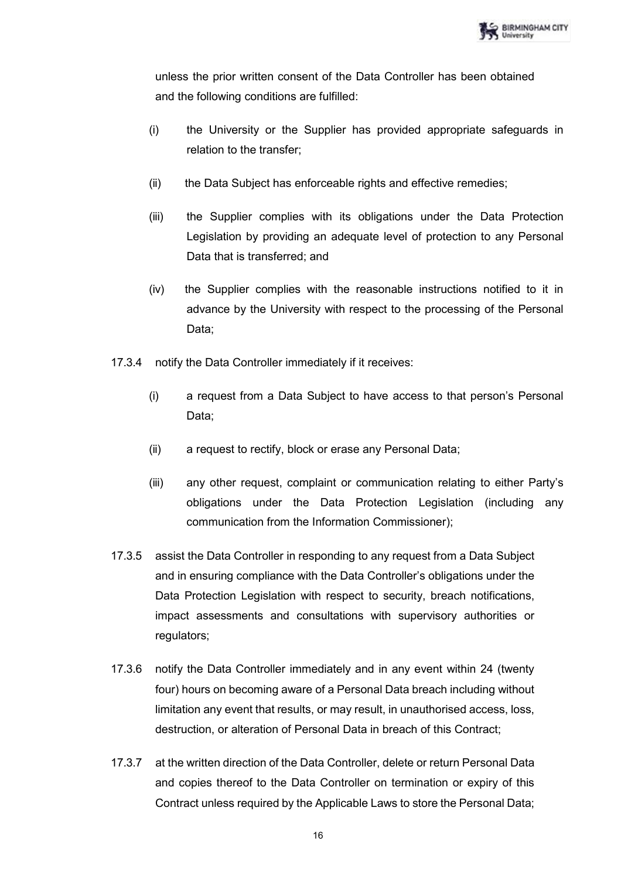unless the prior written consent of the Data Controller has been obtained and the following conditions are fulfilled:

(i) the University or the Supplier has provided appropriate safeguards in relation to the transfer;

(ii) the Data Subject has enforceable rights and effective remedies;

(iii) the Supplier complies with its obligations under the Data Protection Legislation by providing an adequate level of protection to any Personal Data that is transferred; and

(iv) the Supplier complies with the reasonable instructions notified to it in advance by the University with respect to the processing of the Personal Data;

17.3.4 notify the Data Controller immediately if it receives:

(i) a request from a Data Subject to have access to that person's Personal Data;

(ii) a request to rectify, block or erase any Personal Data;

(iii) any other request, complaint or communication relating to either Party's obligations under the Data Protection Legislation (including any communication from the Information Commissioner);

17.3.5 assist the Data Controller in responding to any request from a Data Subject and in ensuring compliance with the Data Controller's obligations under the Data Protection Legislation with respect to security, breach notifications, impact assessments and consultations with supervisory authorities or regulators;

17.3.6 notify the Data Controller immediately and in any event within 24 (twenty four) hours on becoming aware of a Personal Data breach including without limitation any event that results, or may result, in unauthorised access, loss, destruction, or alteration of Personal Data in breach of this Contract;

17.3.7 at the written direction of the Data Controller, delete or return Personal Data and copies thereof to the Data Controller on termination or expiry of this Contract unless required by the Applicable Laws to store the Personal Data;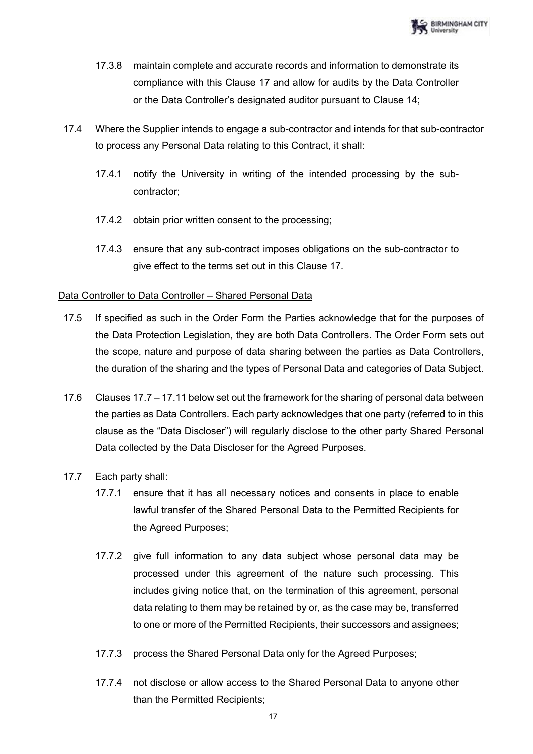17.3.8 maintain complete and accurate records and information to demonstrate its compliance with this Clause 17 and allow for audits by the Data Controller or the Data Controller's designated auditor pursuant to Clause 14;

17.4 Where the Supplier intends to engage a sub-contractor and intends for that sub-contractor to process any Personal Data relating to this Contract, it shall:

17.4.1 notify the University in writing of the intended processing by the sub-contractor;

17.4.2 obtain prior written consent to the processing;

17.4.3 ensure that any sub-contract imposes obligations on the sub-contractor to give effect to the terms set out in this Clause 17.

<u>Data Controller to Data Controller – Shared Personal Data</u>

17.5 If specified as such in the Order Form the Parties acknowledge that for the purposes of the Data Protection Legislation, they are both Data Controllers. The Order Form sets out the scope, nature and purpose of data sharing between the parties as Data Controllers, the duration of the sharing and the types of Personal Data and categories of Data Subject.

17.6 Clauses 17.7 – 17.11 below set out the framework for the sharing of personal data between the parties as Data Controllers. Each party acknowledges that one party (referred to in this clause as the "Data Discloser") will regularly disclose to the other party Shared Personal Data collected by the Data Discloser for the Agreed Purposes.

17.7 Each party shall:

17.7.1 ensure that it has all necessary notices and consents in place to enable lawful transfer of the Shared Personal Data to the Permitted Recipients for the Agreed Purposes;

17.7.2 give full information to any data subject whose personal data may be processed under this agreement of the nature such processing. This includes giving notice that, on the termination of this agreement, personal data relating to them may be retained by or, as the case may be, transferred to one or more of the Permitted Recipients, their successors and assignees;

17.7.3 process the Shared Personal Data only for the Agreed Purposes;

17.7.4 not disclose or allow access to the Shared Personal Data to anyone other than the Permitted Recipients;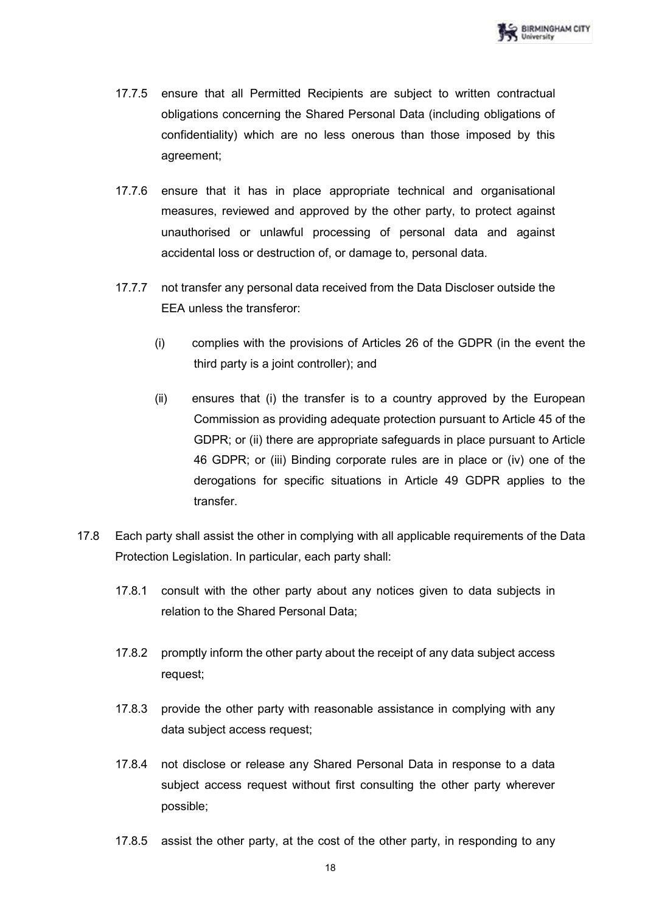17.7.5 ensure that all Permitted Recipients are subject to written contractual obligations concerning the Shared Personal Data (including obligations of confidentiality) which are no less onerous than those imposed by this agreement;

17.7.6 ensure that it has in place appropriate technical and organisational measures, reviewed and approved by the other party, to protect against unauthorised or unlawful processing of personal data and against accidental loss or destruction of, or damage to, personal data.

17.7.7 not transfer any personal data received from the Data Discloser outside the EEA unless the transferor:

(i) complies with the provisions of Articles 26 of the GDPR (in the event the third party is a joint controller); and

(ii) ensures that (i) the transfer is to a country approved by the European Commission as providing adequate protection pursuant to Article 45 of the GDPR; or (ii) there are appropriate safeguards in place pursuant to Article 46 GDPR; or (iii) Binding corporate rules are in place or (iv) one of the derogations for specific situations in Article 49 GDPR applies to the transfer.

17.8 Each party shall assist the other in complying with all applicable requirements of the Data Protection Legislation. In particular, each party shall:

17.8.1 consult with the other party about any notices given to data subjects in relation to the Shared Personal Data;

17.8.2 promptly inform the other party about the receipt of any data subject access request;

17.8.3 provide the other party with reasonable assistance in complying with any data subject access request;

17.8.4 not disclose or release any Shared Personal Data in response to a data subject access request without first consulting the other party wherever possible;

17.8.5 assist the other party, at the cost of the other party, in responding to any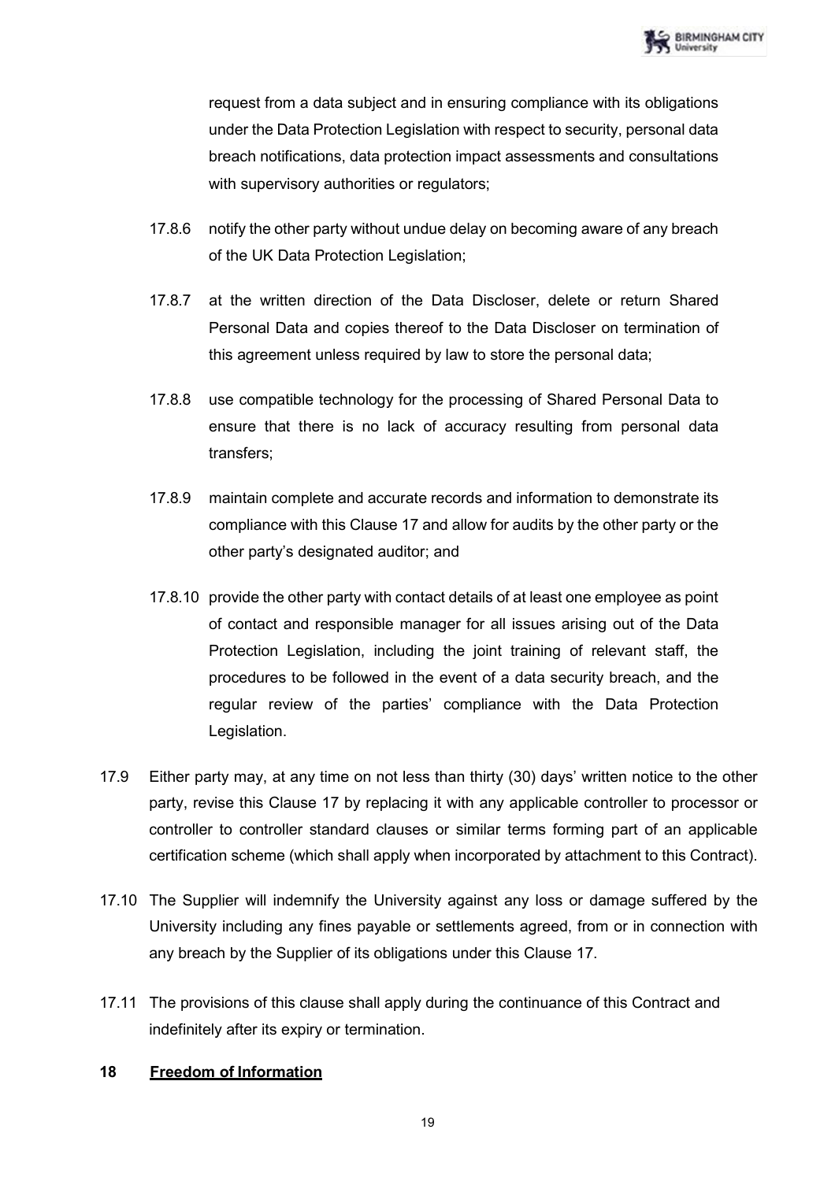request from a data subject and in ensuring compliance with its obligations under the Data Protection Legislation with respect to security, personal data breach notifications, data protection impact assessments and consultations with supervisory authorities or regulators;

17.8.6 notify the other party without undue delay on becoming aware of any breach of the UK Data Protection Legislation;

17.8.7 at the written direction of the Data Discloser, delete or return Shared Personal Data and copies thereof to the Data Discloser on termination of this agreement unless required by law to store the personal data;

17.8.8 use compatible technology for the processing of Shared Personal Data to ensure that there is no lack of accuracy resulting from personal data transfers;

17.8.9 maintain complete and accurate records and information to demonstrate its compliance with this Clause 17 and allow for audits by the other party or the other party's designated auditor; and

17.8.10 provide the other party with contact details of at least one employee as point of contact and responsible manager for all issues arising out of the Data Protection Legislation, including the joint training of relevant staff, the procedures to be followed in the event of a data security breach, and the regular review of the parties' compliance with the Data Protection Legislation.

17.9 Either party may, at any time on not less than thirty (30) days' written notice to the other party, revise this Clause 17 by replacing it with any applicable controller to processor or controller to controller standard clauses or similar terms forming part of an applicable certification scheme (which shall apply when incorporated by attachment to this Contract).

17.10 The Supplier will indemnify the University against any loss or damage suffered by the University including any fines payable or settlements agreed, from or in connection with any breach by the Supplier of its obligations under this Clause 17.

17.11 The provisions of this clause shall apply during the continuance of this Contract and indefinitely after its expiry or termination.

## 18 Freedom of Information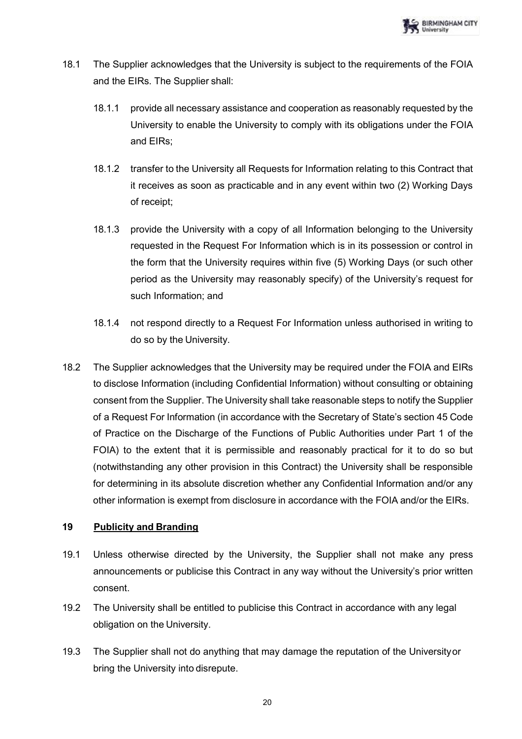18.1 The Supplier acknowledges that the University is subject to the requirements of the FOIA and the EIRs. The Supplier shall:

18.1.1 provide all necessary assistance and cooperation as reasonably requested by the University to enable the University to comply with its obligations under the FOIA and EIRs;

18.1.2 transfer to the University all Requests for Information relating to this Contract that it receives as soon as practicable and in any event within two (2) Working Days of receipt;

18.1.3 provide the University with a copy of all Information belonging to the University requested in the Request For Information which is in its possession or control in the form that the University requires within five (5) Working Days (or such other period as the University may reasonably specify) of the University's request for such Information; and

18.1.4 not respond directly to a Request For Information unless authorised in writing to do so by the University.

18.2 The Supplier acknowledges that the University may be required under the FOIA and EIRs to disclose Information (including Confidential Information) without consulting or obtaining consent from the Supplier. The University shall take reasonable steps to notify the Supplier of a Request For Information (in accordance with the Secretary of State's section 45 Code of Practice on the Discharge of the Functions of Public Authorities under Part 1 of the FOIA) to the extent that it is permissible and reasonably practical for it to do so but (notwithstanding any other provision in this Contract) the University shall be responsible for determining in its absolute discretion whether any Confidential Information and/or any other information is exempt from disclosure in accordance with the FOIA and/or the EIRs.

## 19 Publicity and Branding

19.1 Unless otherwise directed by the University, the Supplier shall not make any press announcements or publicise this Contract in any way without the University's prior written consent.

19.2 The University shall be entitled to publicise this Contract in accordance with any legal obligation on the University.

19.3 The Supplier shall not do anything that may damage the reputation of the University or bring the University into disrepute.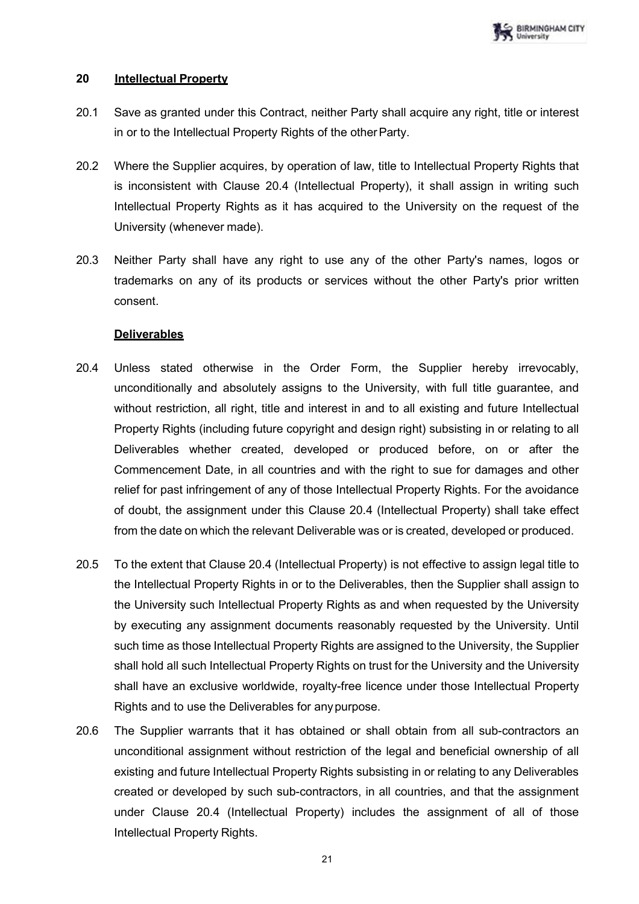## 20 Intellectual Property

20.1 Save as granted under this Contract, neither Party shall acquire any right, title or interest in or to the Intellectual Property Rights of the other Party.

20.2 Where the Supplier acquires, by operation of law, title to Intellectual Property Rights that is inconsistent with Clause 20.4 (Intellectual Property), it shall assign in writing such Intellectual Property Rights as it has acquired to the University on the request of the University (whenever made).

20.3 Neither Party shall have any right to use any of the other Party's names, logos or trademarks on any of its products or services without the other Party's prior written consent.

**Deliverables**

20.4 Unless stated otherwise in the Order Form, the Supplier hereby irrevocably, unconditionally and absolutely assigns to the University, with full title guarantee, and without restriction, all right, title and interest in and to all existing and future Intellectual Property Rights (including future copyright and design right) subsisting in or relating to all Deliverables whether created, developed or produced before, on or after the Commencement Date, in all countries and with the right to sue for damages and other relief for past infringement of any of those Intellectual Property Rights. For the avoidance of doubt, the assignment under this Clause 20.4 (Intellectual Property) shall take effect from the date on which the relevant Deliverable was or is created, developed or produced.

20.5 To the extent that Clause 20.4 (Intellectual Property) is not effective to assign legal title to the Intellectual Property Rights in or to the Deliverables, then the Supplier shall assign to the University such Intellectual Property Rights as and when requested by the University by executing any assignment documents reasonably requested by the University. Until such time as those Intellectual Property Rights are assigned to the University, the Supplier shall hold all such Intellectual Property Rights on trust for the University and the University shall have an exclusive worldwide, royalty-free licence under those Intellectual Property Rights and to use the Deliverables for any purpose.

20.6 The Supplier warrants that it has obtained or shall obtain from all sub-contractors an unconditional assignment without restriction of the legal and beneficial ownership of all existing and future Intellectual Property Rights subsisting in or relating to any Deliverables created or developed by such sub-contractors, in all countries, and that the assignment under Clause 20.4 (Intellectual Property) includes the assignment of all of those Intellectual Property Rights.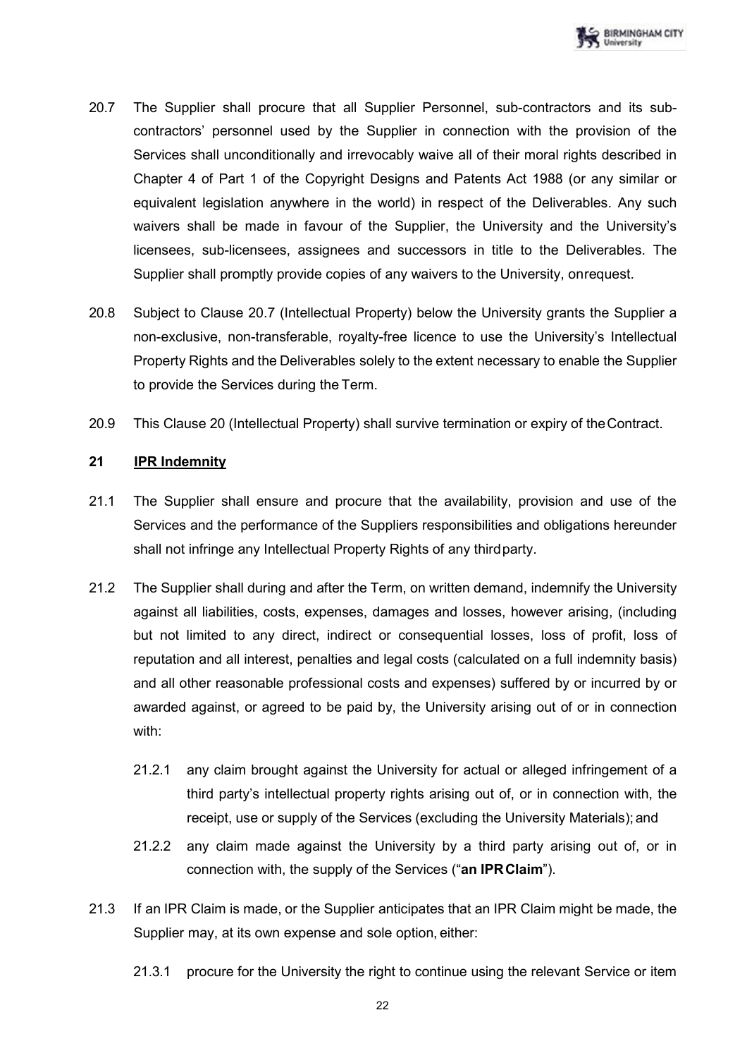20.7 The Supplier shall procure that all Supplier Personnel, sub-contractors and its sub-contractors' personnel used by the Supplier in connection with the provision of the Services shall unconditionally and irrevocably waive all of their moral rights described in Chapter 4 of Part 1 of the Copyright Designs and Patents Act 1988 (or any similar or equivalent legislation anywhere in the world) in respect of the Deliverables. Any such waivers shall be made in favour of the Supplier, the University and the University's licensees, sub-licensees, assignees and successors in title to the Deliverables. The Supplier shall promptly provide copies of any waivers to the University, onrequest.

20.8 Subject to Clause 20.7 (Intellectual Property) below the University grants the Supplier a non-exclusive, non-transferable, royalty-free licence to use the University's Intellectual Property Rights and the Deliverables solely to the extent necessary to enable the Supplier to provide the Services during the Term.

20.9 This Clause 20 (Intellectual Property) shall survive termination or expiry of theContract.

**21 <u>IPR Indemnity</u>**

21.1 The Supplier shall ensure and procure that the availability, provision and use of the Services and the performance of the Suppliers responsibilities and obligations hereunder shall not infringe any Intellectual Property Rights of any thirdparty.

21.2 The Supplier shall during and after the Term, on written demand, indemnify the University against all liabilities, costs, expenses, damages and losses, however arising, (including but not limited to any direct, indirect or consequential losses, loss of profit, loss of reputation and all interest, penalties and legal costs (calculated on a full indemnity basis) and all other reasonable professional costs and expenses) suffered by or incurred by or awarded against, or agreed to be paid by, the University arising out of or in connection with:

21.2.1 any claim brought against the University for actual or alleged infringement of a third party's intellectual property rights arising out of, or in connection with, the receipt, use or supply of the Services (excluding the University Materials); and

21.2.2 any claim made against the University by a third party arising out of, or in connection with, the supply of the Services ("**an IPR Claim**").

21.3 If an IPR Claim is made, or the Supplier anticipates that an IPR Claim might be made, the Supplier may, at its own expense and sole option, either:

21.3.1 procure for the University the right to continue using the relevant Service or item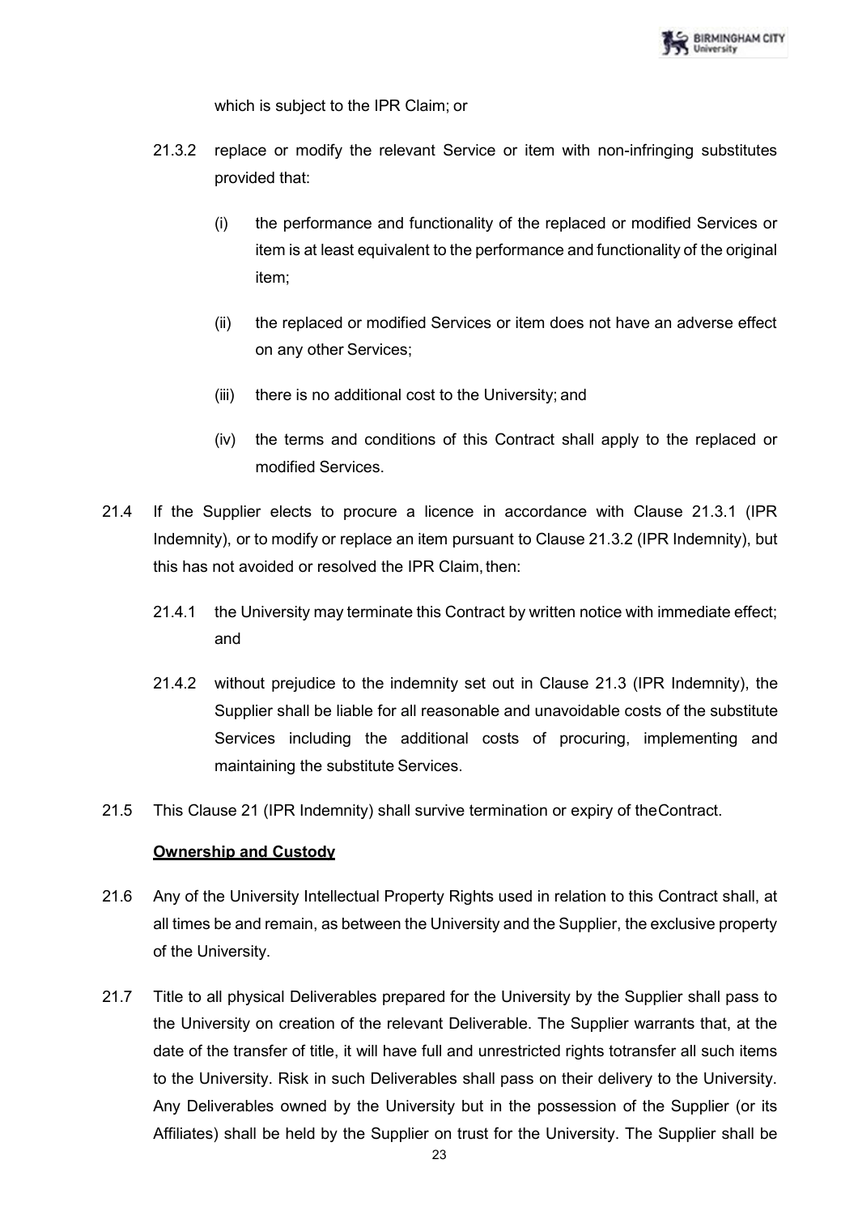which is subject to the IPR Claim; or

21.3.2 replace or modify the relevant Service or item with non-infringing substitutes provided that:

(i) the performance and functionality of the replaced or modified Services or item is at least equivalent to the performance and functionality of the original item;

(ii) the replaced or modified Services or item does not have an adverse effect on any other Services;

(iii) there is no additional cost to the University; and

(iv) the terms and conditions of this Contract shall apply to the replaced or modified Services.

21.4 If the Supplier elects to procure a licence in accordance with Clause 21.3.1 (IPR Indemnity), or to modify or replace an item pursuant to Clause 21.3.2 (IPR Indemnity), but this has not avoided or resolved the IPR Claim, then:

21.4.1 the University may terminate this Contract by written notice with immediate effect; and

21.4.2 without prejudice to the indemnity set out in Clause 21.3 (IPR Indemnity), the Supplier shall be liable for all reasonable and unavoidable costs of the substitute Services including the additional costs of procuring, implementing and maintaining the substitute Services.

21.5 This Clause 21 (IPR Indemnity) shall survive termination or expiry of theContract.

**Ownership and Custody**

21.6 Any of the University Intellectual Property Rights used in relation to this Contract shall, at all times be and remain, as between the University and the Supplier, the exclusive property of the University.

21.7 Title to all physical Deliverables prepared for the University by the Supplier shall pass to the University on creation of the relevant Deliverable. The Supplier warrants that, at the date of the transfer of title, it will have full and unrestricted rights totransfer all such items to the University. Risk in such Deliverables shall pass on their delivery to the University. Any Deliverables owned by the University but in the possession of the Supplier (or its Affiliates) shall be held by the Supplier on trust for the University. The Supplier shall be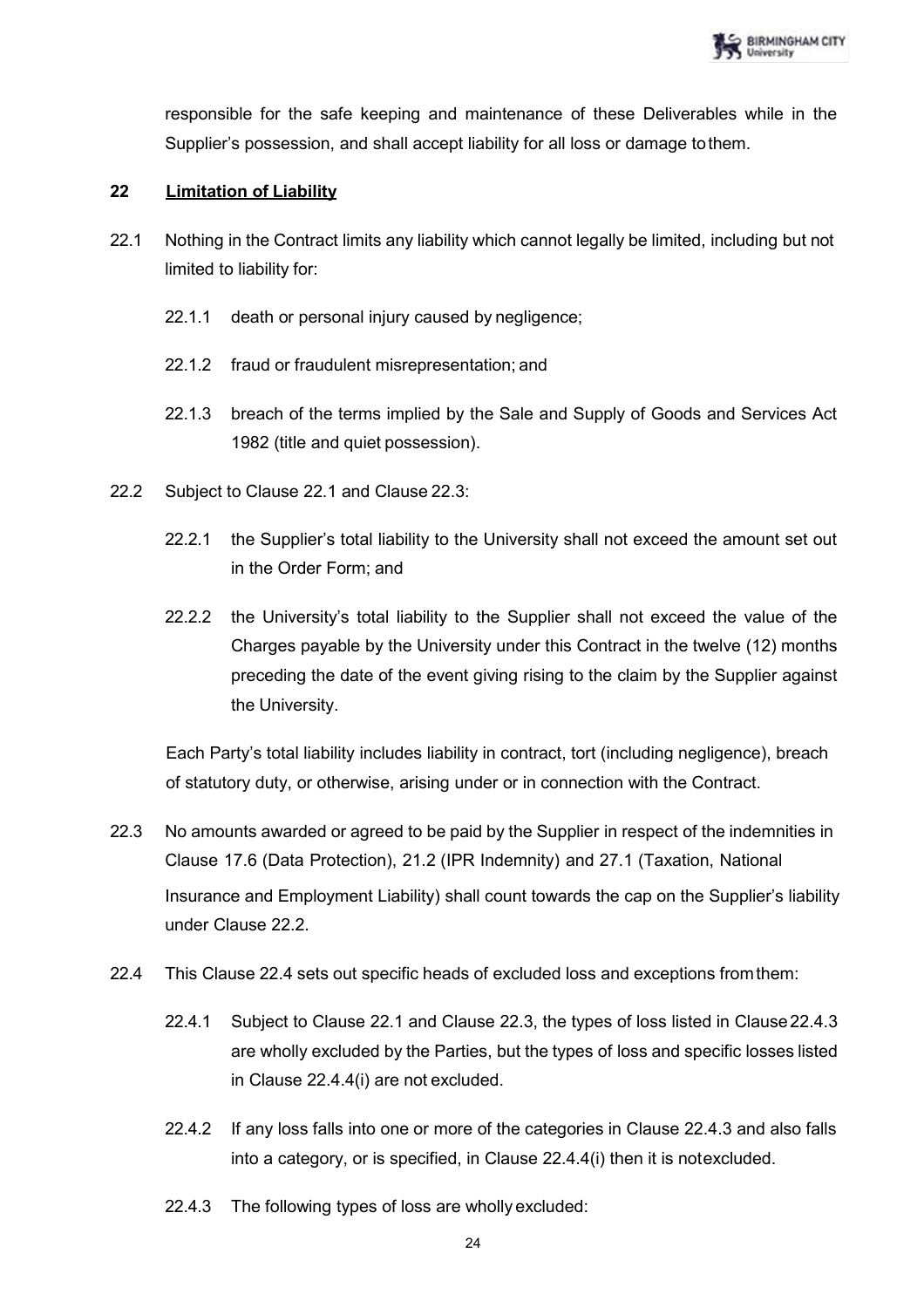responsible for the safe keeping and maintenance of these Deliverables while in the Supplier's possession, and shall accept liability for all loss or damage to them.

## 22 Limitation of Liability

22.1 Nothing in the Contract limits any liability which cannot legally be limited, including but not limited to liability for:

22.1.1 death or personal injury caused by negligence;

22.1.2 fraud or fraudulent misrepresentation; and

22.1.3 breach of the terms implied by the Sale and Supply of Goods and Services Act 1982 (title and quiet possession).

22.2 Subject to Clause 22.1 and Clause 22.3:

22.2.1 the Supplier's total liability to the University shall not exceed the amount set out in the Order Form; and

22.2.2 the University's total liability to the Supplier shall not exceed the value of the Charges payable by the University under this Contract in the twelve (12) months preceding the date of the event giving rising to the claim by the Supplier against the University.

Each Party's total liability includes liability in contract, tort (including negligence), breach of statutory duty, or otherwise, arising under or in connection with the Contract.

22.3 No amounts awarded or agreed to be paid by the Supplier in respect of the indemnities in Clause 17.6 (Data Protection), 21.2 (IPR Indemnity) and 27.1 (Taxation, National Insurance and Employment Liability) shall count towards the cap on the Supplier's liability under Clause 22.2.

22.4 This Clause 22.4 sets out specific heads of excluded loss and exceptions from them:

22.4.1 Subject to Clause 22.1 and Clause 22.3, the types of loss listed in Clause 22.4.3 are wholly excluded by the Parties, but the types of loss and specific losses listed in Clause 22.4.4(i) are not excluded.

22.4.2 If any loss falls into one or more of the categories in Clause 22.4.3 and also falls into a category, or is specified, in Clause 22.4.4(i) then it is not excluded.

22.4.3 The following types of loss are wholly excluded: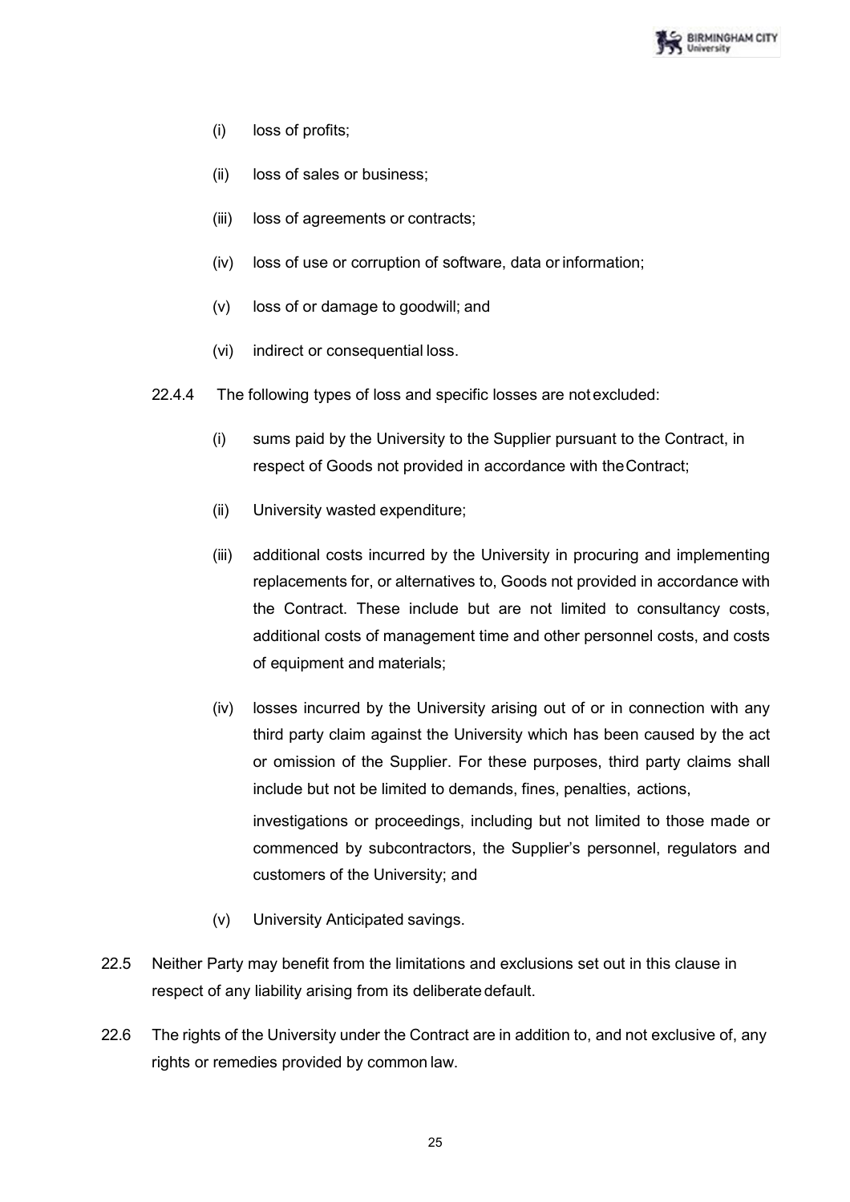(i) loss of profits;

(ii) loss of sales or business;

(iii) loss of agreements or contracts;

(iv) loss of use or corruption of software, data or information;

(v) loss of or damage to goodwill; and

(vi) indirect or consequential loss.

22.4.4 The following types of loss and specific losses are not excluded:

(i) sums paid by the University to the Supplier pursuant to the Contract, in respect of Goods not provided in accordance with the Contract;

(ii) University wasted expenditure;

(iii) additional costs incurred by the University in procuring and implementing replacements for, or alternatives to, Goods not provided in accordance with the Contract. These include but are not limited to consultancy costs, additional costs of management time and other personnel costs, and costs of equipment and materials;

(iv) losses incurred by the University arising out of or in connection with any third party claim against the University which has been caused by the act or omission of the Supplier. For these purposes, third party claims shall include but not be limited to demands, fines, penalties, actions, investigations or proceedings, including but not limited to those made or commenced by subcontractors, the Supplier's personnel, regulators and customers of the University; and

(v) University Anticipated savings.

22.5 Neither Party may benefit from the limitations and exclusions set out in this clause in respect of any liability arising from its deliberate default.

22.6 The rights of the University under the Contract are in addition to, and not exclusive of, any rights or remedies provided by common law.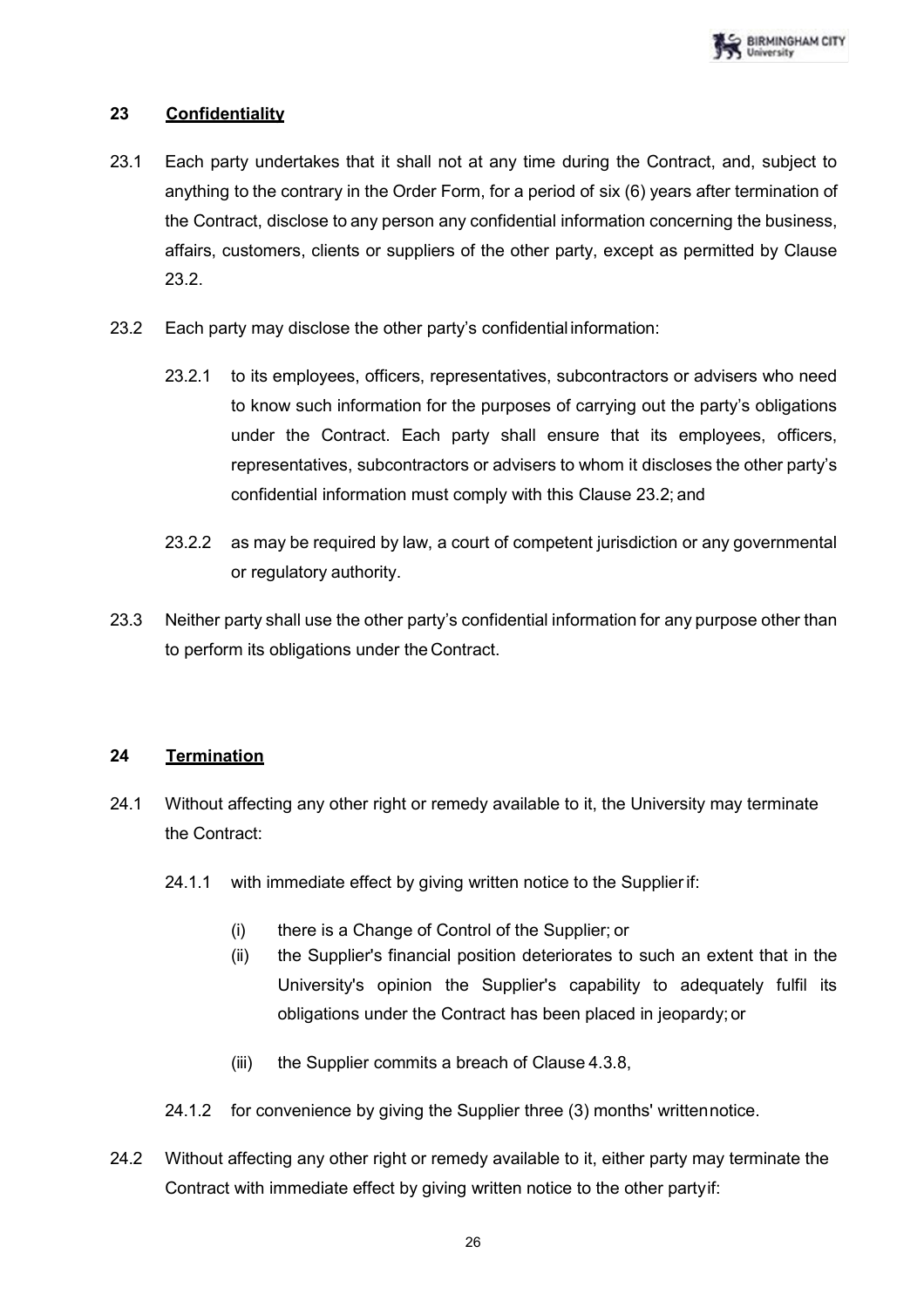## 23 Confidentiality

23.1 Each party undertakes that it shall not at any time during the Contract, and, subject to anything to the contrary in the Order Form, for a period of six (6) years after termination of the Contract, disclose to any person any confidential information concerning the business, affairs, customers, clients or suppliers of the other party, except as permitted by Clause 23.2.

23.2 Each party may disclose the other party's confidential information:

23.2.1 to its employees, officers, representatives, subcontractors or advisers who need to know such information for the purposes of carrying out the party's obligations under the Contract. Each party shall ensure that its employees, officers, representatives, subcontractors or advisers to whom it discloses the other party's confidential information must comply with this Clause 23.2; and

23.2.2 as may be required by law, a court of competent jurisdiction or any governmental or regulatory authority.

23.3 Neither party shall use the other party's confidential information for any purpose other than to perform its obligations under the Contract.

## 24 Termination

24.1 Without affecting any other right or remedy available to it, the University may terminate the Contract:

24.1.1 with immediate effect by giving written notice to the Supplier if:

(i) there is a Change of Control of the Supplier; or

(ii) the Supplier's financial position deteriorates to such an extent that in the University's opinion the Supplier's capability to adequately fulfil its obligations under the Contract has been placed in jeopardy; or

(iii) the Supplier commits a breach of Clause 4.3.8,

24.1.2 for convenience by giving the Supplier three (3) months' written notice.

24.2 Without affecting any other right or remedy available to it, either party may terminate the Contract with immediate effect by giving written notice to the other party if: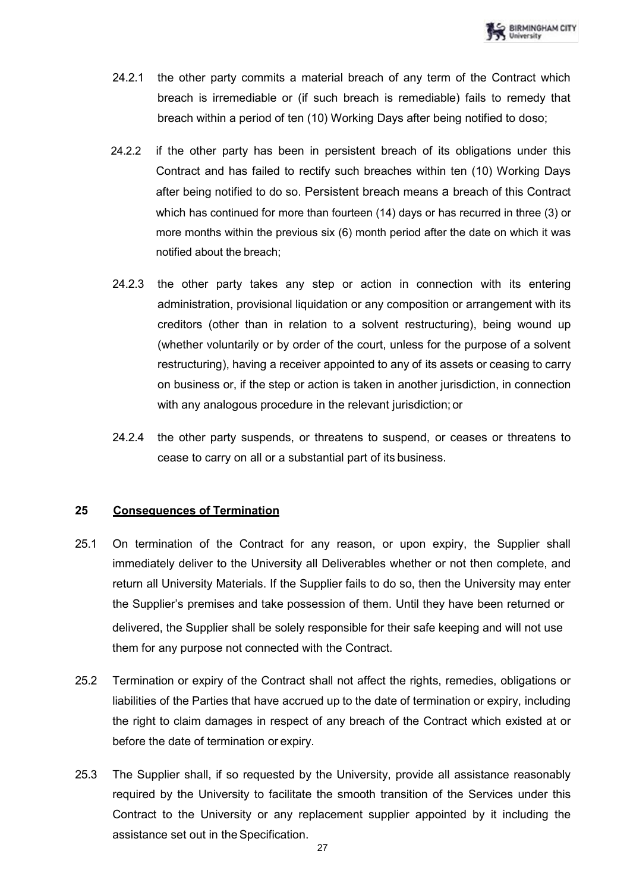24.2.1 the other party commits a material breach of any term of the Contract which breach is irremediable or (if such breach is remediable) fails to remedy that breach within a period of ten (10) Working Days after being notified to doso;

24.2.2 if the other party has been in persistent breach of its obligations under this Contract and has failed to rectify such breaches within ten (10) Working Days after being notified to do so. Persistent breach means a breach of this Contract which has continued for more than fourteen (14) days or has recurred in three (3) or more months within the previous six (6) month period after the date on which it was notified about the breach;

24.2.3 the other party takes any step or action in connection with its entering administration, provisional liquidation or any composition or arrangement with its creditors (other than in relation to a solvent restructuring), being wound up (whether voluntarily or by order of the court, unless for the purpose of a solvent restructuring), having a receiver appointed to any of its assets or ceasing to carry on business or, if the step or action is taken in another jurisdiction, in connection with any analogous procedure in the relevant jurisdiction; or

24.2.4 the other party suspends, or threatens to suspend, or ceases or threatens to cease to carry on all or a substantial part of its business.

## 25 Consequences of Termination

25.1 On termination of the Contract for any reason, or upon expiry, the Supplier shall immediately deliver to the University all Deliverables whether or not then complete, and return all University Materials. If the Supplier fails to do so, then the University may enter the Supplier's premises and take possession of them. Until they have been returned or delivered, the Supplier shall be solely responsible for their safe keeping and will not use them for any purpose not connected with the Contract.

25.2 Termination or expiry of the Contract shall not affect the rights, remedies, obligations or liabilities of the Parties that have accrued up to the date of termination or expiry, including the right to claim damages in respect of any breach of the Contract which existed at or before the date of termination or expiry.

25.3 The Supplier shall, if so requested by the University, provide all assistance reasonably required by the University to facilitate the smooth transition of the Services under this Contract to the University or any replacement supplier appointed by it including the assistance set out in the Specification.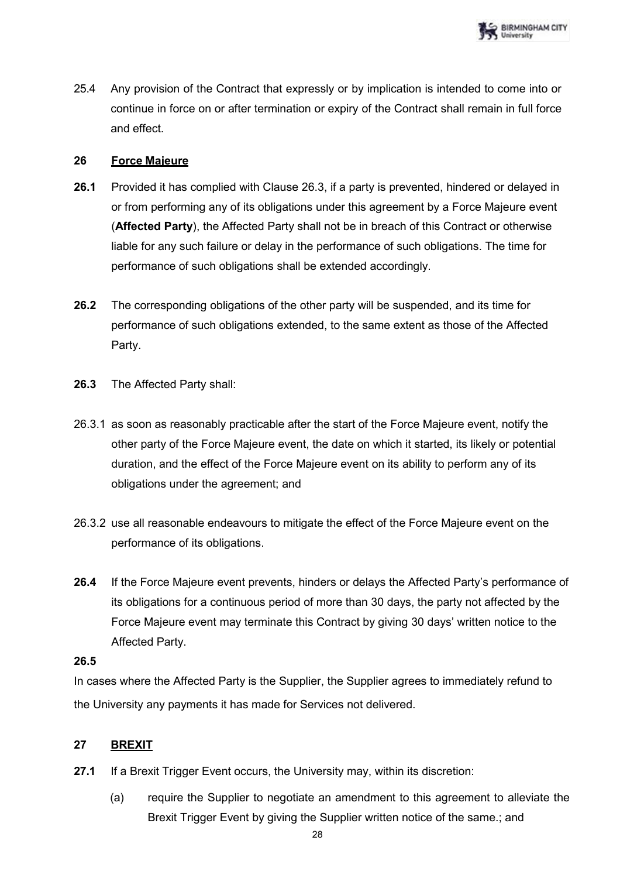25.4 Any provision of the Contract that expressly or by implication is intended to come into or continue in force on or after termination or expiry of the Contract shall remain in full force and effect.

## 26 Force Majeure

**26.1** Provided it has complied with Clause 26.3, if a party is prevented, hindered or delayed in or from performing any of its obligations under this agreement by a Force Majeure event (**Affected Party**), the Affected Party shall not be in breach of this Contract or otherwise liable for any such failure or delay in the performance of such obligations. The time for performance of such obligations shall be extended accordingly.

**26.2** The corresponding obligations of the other party will be suspended, and its time for performance of such obligations extended, to the same extent as those of the Affected Party.

**26.3** The Affected Party shall:

26.3.1 as soon as reasonably practicable after the start of the Force Majeure event, notify the other party of the Force Majeure event, the date on which it started, its likely or potential duration, and the effect of the Force Majeure event on its ability to perform any of its obligations under the agreement; and

26.3.2 use all reasonable endeavours to mitigate the effect of the Force Majeure event on the performance of its obligations.

**26.4** If the Force Majeure event prevents, hinders or delays the Affected Party's performance of its obligations for a continuous period of more than 30 days, the party not affected by the Force Majeure event may terminate this Contract by giving 30 days' written notice to the Affected Party.

**26.5**

In cases where the Affected Party is the Supplier, the Supplier agrees to immediately refund to the University any payments it has made for Services not delivered.

## 27 BREXIT

**27.1** If a Brexit Trigger Event occurs, the University may, within its discretion:

(a) require the Supplier to negotiate an amendment to this agreement to alleviate the Brexit Trigger Event by giving the Supplier written notice of the same.; and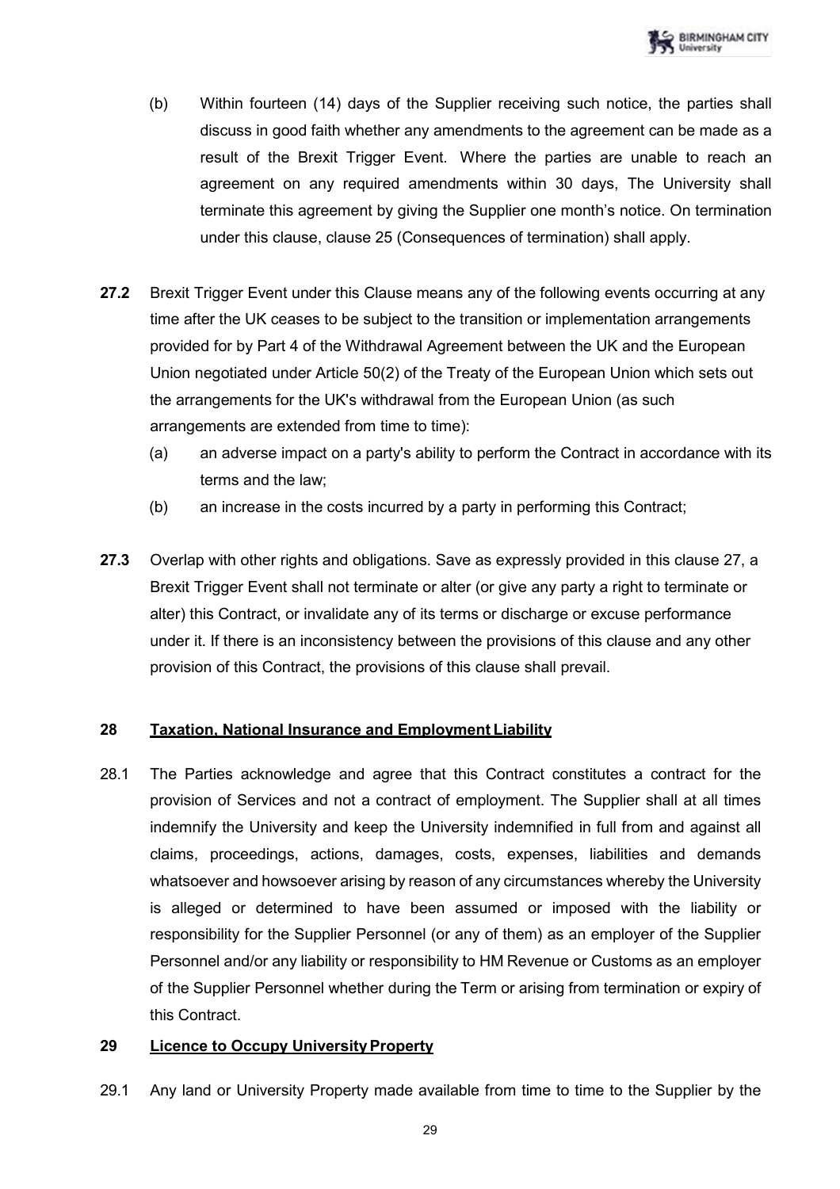(b) Within fourteen (14) days of the Supplier receiving such notice, the parties shall discuss in good faith whether any amendments to the agreement can be made as a result of the Brexit Trigger Event. Where the parties are unable to reach an agreement on any required amendments within 30 days, The University shall terminate this agreement by giving the Supplier one month's notice. On termination under this clause, clause 25 (Consequences of termination) shall apply.

**27.2** Brexit Trigger Event under this Clause means any of the following events occurring at any time after the UK ceases to be subject to the transition or implementation arrangements provided for by Part 4 of the Withdrawal Agreement between the UK and the European Union negotiated under Article 50(2) of the Treaty of the European Union which sets out the arrangements for the UK's withdrawal from the European Union (as such arrangements are extended from time to time):

(a) an adverse impact on a party's ability to perform the Contract in accordance with its terms and the law;

(b) an increase in the costs incurred by a party in performing this Contract;

**27.3** Overlap with other rights and obligations. Save as expressly provided in this clause 27, a Brexit Trigger Event shall not terminate or alter (or give any party a right to terminate or alter) this Contract, or invalidate any of its terms or discharge or excuse performance under it. If there is an inconsistency between the provisions of this clause and any other provision of this Contract, the provisions of this clause shall prevail.

## 28 Taxation, National Insurance and Employment Liability

28.1 The Parties acknowledge and agree that this Contract constitutes a contract for the provision of Services and not a contract of employment. The Supplier shall at all times indemnify the University and keep the University indemnified in full from and against all claims, proceedings, actions, damages, costs, expenses, liabilities and demands whatsoever and howsoever arising by reason of any circumstances whereby the University is alleged or determined to have been assumed or imposed with the liability or responsibility for the Supplier Personnel (or any of them) as an employer of the Supplier Personnel and/or any liability or responsibility to HM Revenue or Customs as an employer of the Supplier Personnel whether during the Term or arising from termination or expiry of this Contract.

## 29 Licence to Occupy University Property

29.1 Any land or University Property made available from time to time to the Supplier by the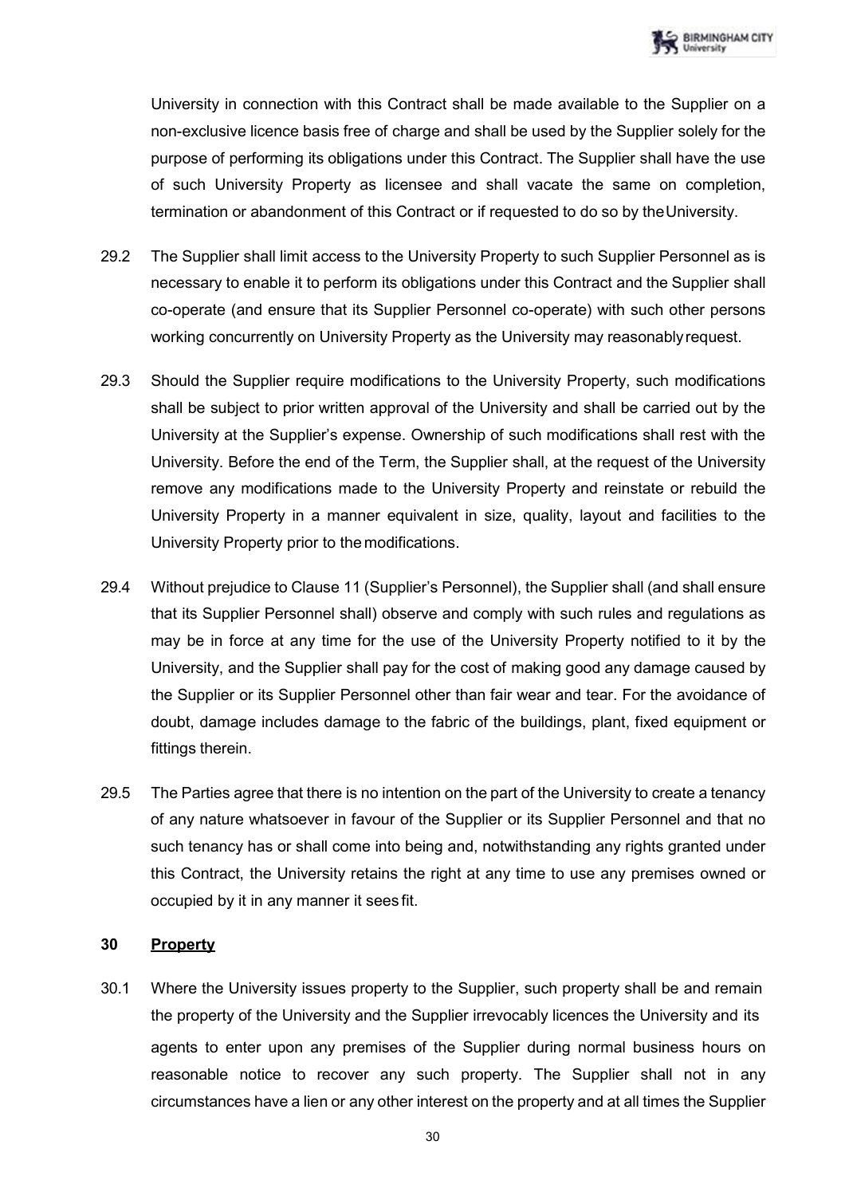University in connection with this Contract shall be made available to the Supplier on a non-exclusive licence basis free of charge and shall be used by the Supplier solely for the purpose of performing its obligations under this Contract. The Supplier shall have the use of such University Property as licensee and shall vacate the same on completion, termination or abandonment of this Contract or if requested to do so by the University.

29.2 The Supplier shall limit access to the University Property to such Supplier Personnel as is necessary to enable it to perform its obligations under this Contract and the Supplier shall co-operate (and ensure that its Supplier Personnel co-operate) with such other persons working concurrently on University Property as the University may reasonably request.

29.3 Should the Supplier require modifications to the University Property, such modifications shall be subject to prior written approval of the University and shall be carried out by the University at the Supplier's expense. Ownership of such modifications shall rest with the University. Before the end of the Term, the Supplier shall, at the request of the University remove any modifications made to the University Property and reinstate or rebuild the University Property in a manner equivalent in size, quality, layout and facilities to the University Property prior to the modifications.

29.4 Without prejudice to Clause 11 (Supplier's Personnel), the Supplier shall (and shall ensure that its Supplier Personnel shall) observe and comply with such rules and regulations as may be in force at any time for the use of the University Property notified to it by the University, and the Supplier shall pay for the cost of making good any damage caused by the Supplier or its Supplier Personnel other than fair wear and tear. For the avoidance of doubt, damage includes damage to the fabric of the buildings, plant, fixed equipment or fittings therein.

29.5 The Parties agree that there is no intention on the part of the University to create a tenancy of any nature whatsoever in favour of the Supplier or its Supplier Personnel and that no such tenancy has or shall come into being and, notwithstanding any rights granted under this Contract, the University retains the right at any time to use any premises owned or occupied by it in any manner it sees fit.

## 30 Property

30.1 Where the University issues property to the Supplier, such property shall be and remain the property of the University and the Supplier irrevocably licences the University and its agents to enter upon any premises of the Supplier during normal business hours on reasonable notice to recover any such property. The Supplier shall not in any circumstances have a lien or any other interest on the property and at all times the Supplier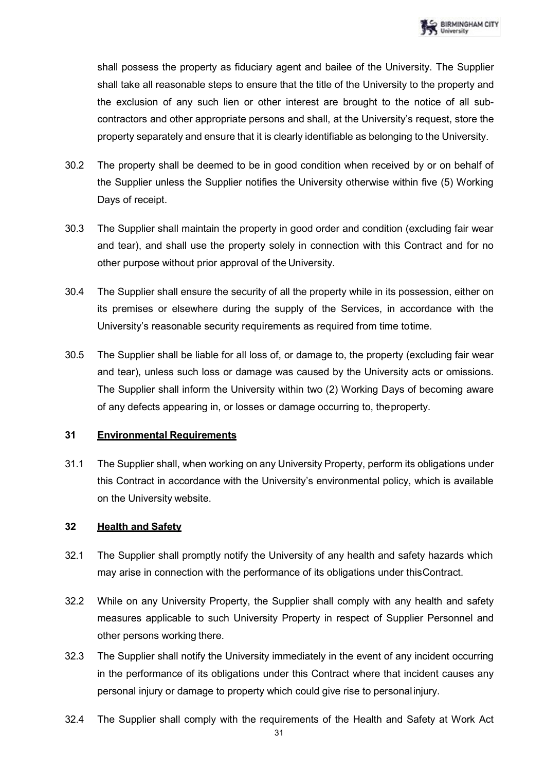shall possess the property as fiduciary agent and bailee of the University. The Supplier shall take all reasonable steps to ensure that the title of the University to the property and the exclusion of any such lien or other interest are brought to the notice of all sub-contractors and other appropriate persons and shall, at the University's request, store the property separately and ensure that it is clearly identifiable as belonging to the University.

30.2 The property shall be deemed to be in good condition when received by or on behalf of the Supplier unless the Supplier notifies the University otherwise within five (5) Working Days of receipt.

30.3 The Supplier shall maintain the property in good order and condition (excluding fair wear and tear), and shall use the property solely in connection with this Contract and for no other purpose without prior approval of the University.

30.4 The Supplier shall ensure the security of all the property while in its possession, either on its premises or elsewhere during the supply of the Services, in accordance with the University's reasonable security requirements as required from time totime.

30.5 The Supplier shall be liable for all loss of, or damage to, the property (excluding fair wear and tear), unless such loss or damage was caused by the University acts or omissions. The Supplier shall inform the University within two (2) Working Days of becoming aware of any defects appearing in, or losses or damage occurring to, theproperty.

## 31 Environmental Requirements

31.1 The Supplier shall, when working on any University Property, perform its obligations under this Contract in accordance with the University's environmental policy, which is available on the University website.

## 32 Health and Safety

32.1 The Supplier shall promptly notify the University of any health and safety hazards which may arise in connection with the performance of its obligations under thisContract.

32.2 While on any University Property, the Supplier shall comply with any health and safety measures applicable to such University Property in respect of Supplier Personnel and other persons working there.

32.3 The Supplier shall notify the University immediately in the event of any incident occurring in the performance of its obligations under this Contract where that incident causes any personal injury or damage to property which could give rise to personalinjury.

32.4 The Supplier shall comply with the requirements of the Health and Safety at Work Act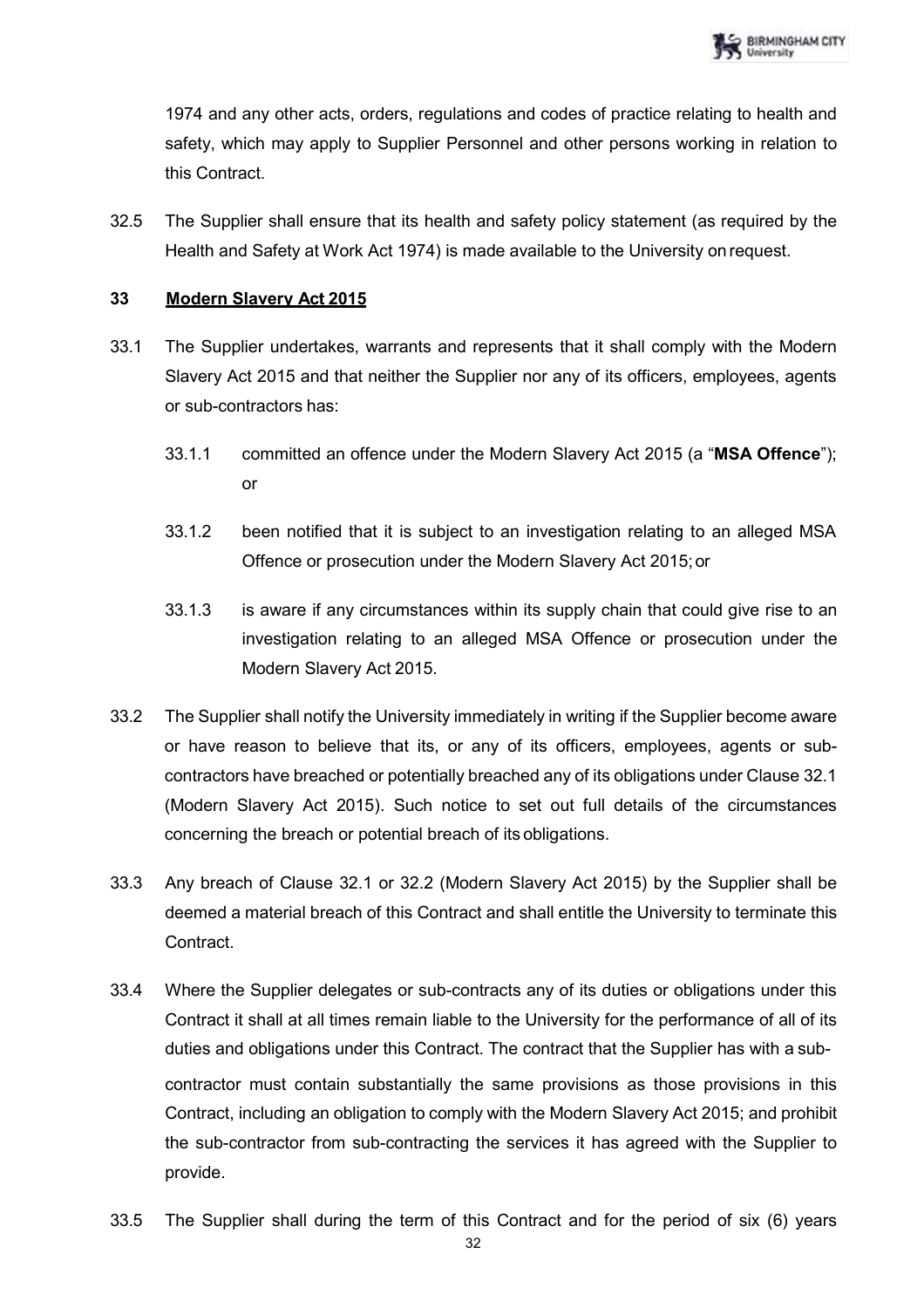1974 and any other acts, orders, regulations and codes of practice relating to health and safety, which may apply to Supplier Personnel and other persons working in relation to this Contract.

32.5 The Supplier shall ensure that its health and safety policy statement (as required by the Health and Safety at Work Act 1974) is made available to the University on request.

## 33 Modern Slavery Act 2015

33.1 The Supplier undertakes, warrants and represents that it shall comply with the Modern Slavery Act 2015 and that neither the Supplier nor any of its officers, employees, agents or sub-contractors has:

33.1.1 committed an offence under the Modern Slavery Act 2015 (a "**MSA Offence**"); or

33.1.2 been notified that it is subject to an investigation relating to an alleged MSA Offence or prosecution under the Modern Slavery Act 2015; or

33.1.3 is aware if any circumstances within its supply chain that could give rise to an investigation relating to an alleged MSA Offence or prosecution under the Modern Slavery Act 2015.

33.2 The Supplier shall notify the University immediately in writing if the Supplier become aware or have reason to believe that its, or any of its officers, employees, agents or sub-contractors have breached or potentially breached any of its obligations under Clause 32.1 (Modern Slavery Act 2015). Such notice to set out full details of the circumstances concerning the breach or potential breach of its obligations.

33.3 Any breach of Clause 32.1 or 32.2 (Modern Slavery Act 2015) by the Supplier shall be deemed a material breach of this Contract and shall entitle the University to terminate this Contract.

33.4 Where the Supplier delegates or sub-contracts any of its duties or obligations under this Contract it shall at all times remain liable to the University for the performance of all of its duties and obligations under this Contract. The contract that the Supplier has with a sub-contractor must contain substantially the same provisions as those provisions in this Contract, including an obligation to comply with the Modern Slavery Act 2015; and prohibit the sub-contractor from sub-contracting the services it has agreed with the Supplier to provide.

33.5 The Supplier shall during the term of this Contract and for the period of six (6) years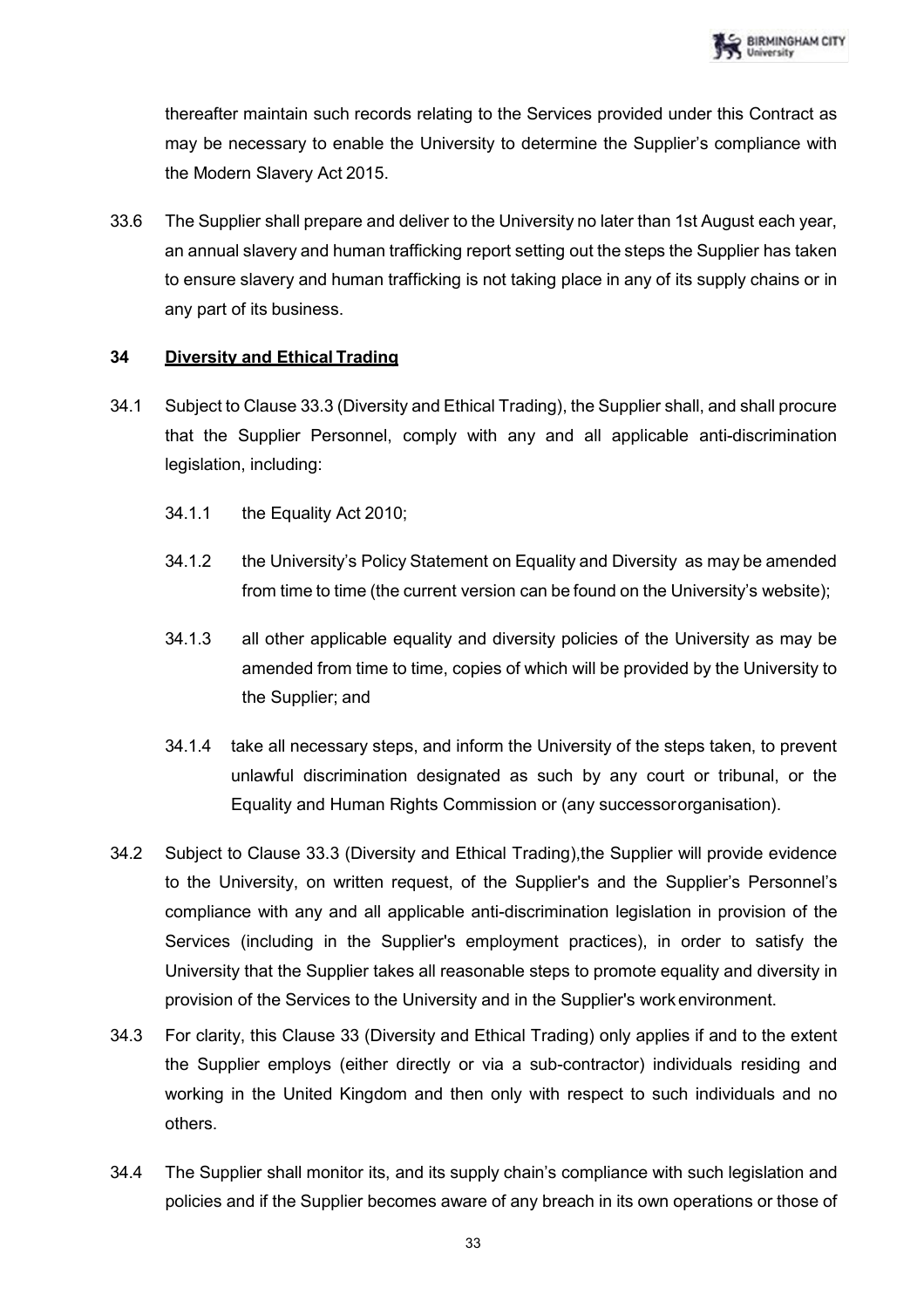thereafter maintain such records relating to the Services provided under this Contract as may be necessary to enable the University to determine the Supplier's compliance with the Modern Slavery Act 2015.

33.6 The Supplier shall prepare and deliver to the University no later than 1st August each year, an annual slavery and human trafficking report setting out the steps the Supplier has taken to ensure slavery and human trafficking is not taking place in any of its supply chains or in any part of its business.

## 34 Diversity and Ethical Trading

34.1 Subject to Clause 33.3 (Diversity and Ethical Trading), the Supplier shall, and shall procure that the Supplier Personnel, comply with any and all applicable anti-discrimination legislation, including:

34.1.1 the Equality Act 2010;

34.1.2 the University's Policy Statement on Equality and Diversity as may be amended from time to time (the current version can be found on the University's website);

34.1.3 all other applicable equality and diversity policies of the University as may be amended from time to time, copies of which will be provided by the University to the Supplier; and

34.1.4 take all necessary steps, and inform the University of the steps taken, to prevent unlawful discrimination designated as such by any court or tribunal, or the Equality and Human Rights Commission or (any successor organisation).

34.2 Subject to Clause 33.3 (Diversity and Ethical Trading),the Supplier will provide evidence to the University, on written request, of the Supplier's and the Supplier's Personnel's compliance with any and all applicable anti-discrimination legislation in provision of the Services (including in the Supplier's employment practices), in order to satisfy the University that the Supplier takes all reasonable steps to promote equality and diversity in provision of the Services to the University and in the Supplier's work environment.

34.3 For clarity, this Clause 33 (Diversity and Ethical Trading) only applies if and to the extent the Supplier employs (either directly or via a sub-contractor) individuals residing and working in the United Kingdom and then only with respect to such individuals and no others.

34.4 The Supplier shall monitor its, and its supply chain's compliance with such legislation and policies and if the Supplier becomes aware of any breach in its own operations or those of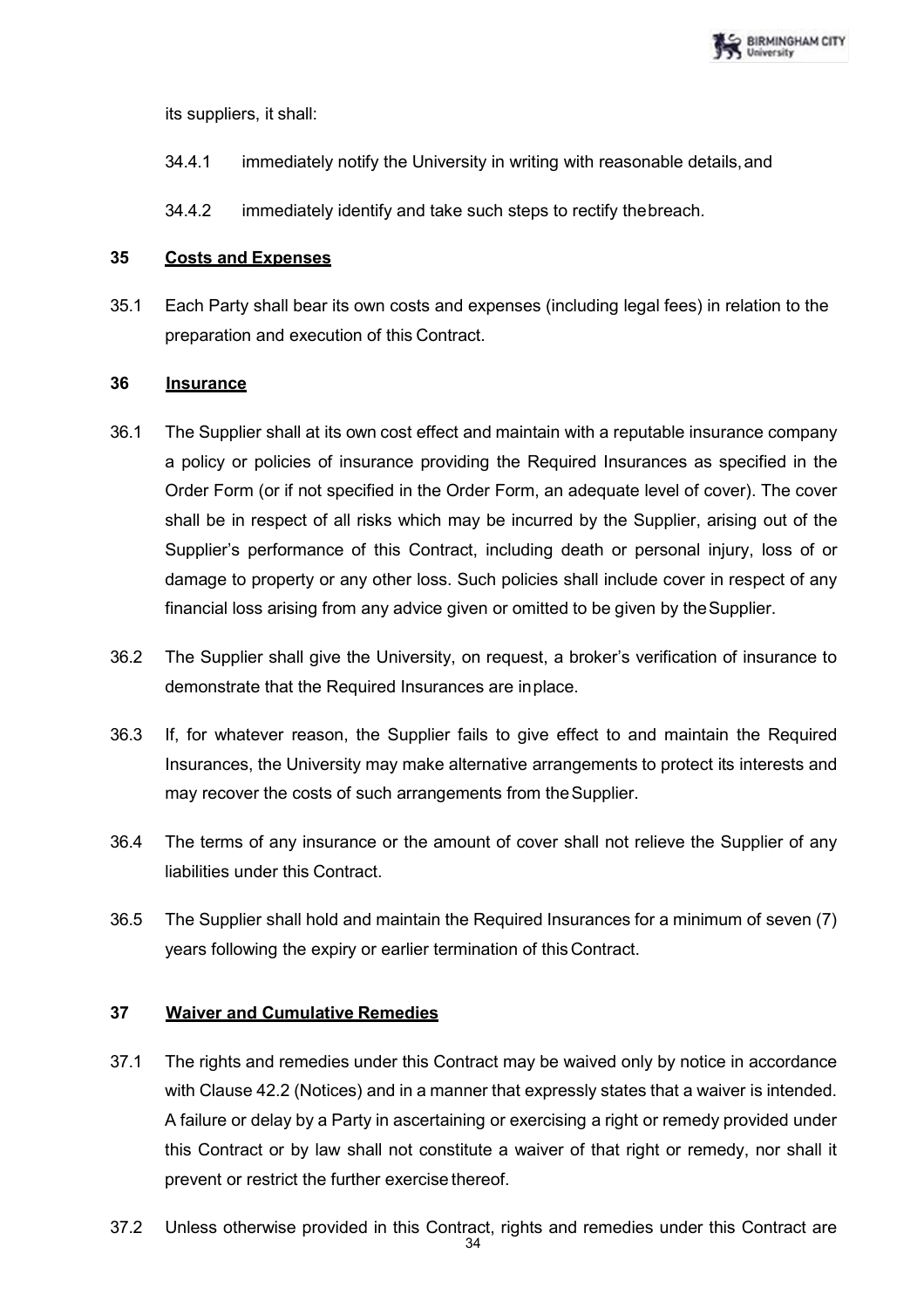its suppliers, it shall:

34.4.1 immediately notify the University in writing with reasonable details, and

34.4.2 immediately identify and take such steps to rectify the breach.

**35 Costs and Expenses**

35.1 Each Party shall bear its own costs and expenses (including legal fees) in relation to the preparation and execution of this Contract.

**36 Insurance**

36.1 The Supplier shall at its own cost effect and maintain with a reputable insurance company a policy or policies of insurance providing the Required Insurances as specified in the Order Form (or if not specified in the Order Form, an adequate level of cover). The cover shall be in respect of all risks which may be incurred by the Supplier, arising out of the Supplier's performance of this Contract, including death or personal injury, loss of or damage to property or any other loss. Such policies shall include cover in respect of any financial loss arising from any advice given or omitted to be given by the Supplier.

36.2 The Supplier shall give the University, on request, a broker's verification of insurance to demonstrate that the Required Insurances are in place.

36.3 If, for whatever reason, the Supplier fails to give effect to and maintain the Required Insurances, the University may make alternative arrangements to protect its interests and may recover the costs of such arrangements from the Supplier.

36.4 The terms of any insurance or the amount of cover shall not relieve the Supplier of any liabilities under this Contract.

36.5 The Supplier shall hold and maintain the Required Insurances for a minimum of seven (7) years following the expiry or earlier termination of this Contract.

**37 Waiver and Cumulative Remedies**

37.1 The rights and remedies under this Contract may be waived only by notice in accordance with Clause 42.2 (Notices) and in a manner that expressly states that a waiver is intended. A failure or delay by a Party in ascertaining or exercising a right or remedy provided under this Contract or by law shall not constitute a waiver of that right or remedy, nor shall it prevent or restrict the further exercise thereof.

37.2 Unless otherwise provided in this Contract, rights and remedies under this Contract are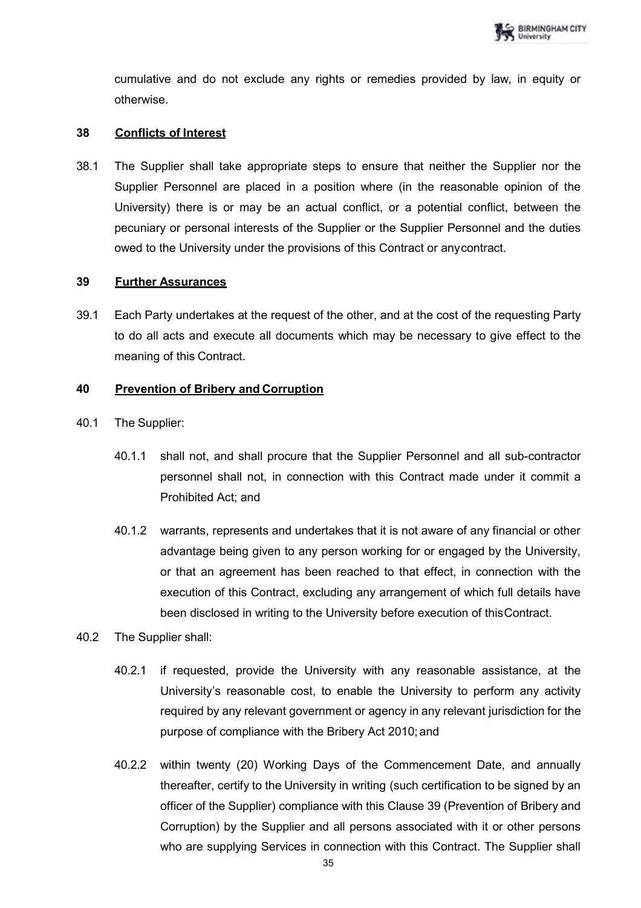cumulative and do not exclude any rights or remedies provided by law, in equity or otherwise.

## 38 Conflicts of Interest

38.1 The Supplier shall take appropriate steps to ensure that neither the Supplier nor the Supplier Personnel are placed in a position where (in the reasonable opinion of the University) there is or may be an actual conflict, or a potential conflict, between the pecuniary or personal interests of the Supplier or the Supplier Personnel and the duties owed to the University under the provisions of this Contract or anycontract.

## 39 Further Assurances

39.1 Each Party undertakes at the request of the other, and at the cost of the requesting Party to do all acts and execute all documents which may be necessary to give effect to the meaning of this Contract.

## 40 Prevention of Bribery and Corruption

40.1 The Supplier:

40.1.1 shall not, and shall procure that the Supplier Personnel and all sub-contractor personnel shall not, in connection with this Contract made under it commit a Prohibited Act; and

40.1.2 warrants, represents and undertakes that it is not aware of any financial or other advantage being given to any person working for or engaged by the University, or that an agreement has been reached to that effect, in connection with the execution of this Contract, excluding any arrangement of which full details have been disclosed in writing to the University before execution of thisContract.

40.2 The Supplier shall:

40.2.1 if requested, provide the University with any reasonable assistance, at the University's reasonable cost, to enable the University to perform any activity required by any relevant government or agency in any relevant jurisdiction for the purpose of compliance with the Bribery Act 2010; and

40.2.2 within twenty (20) Working Days of the Commencement Date, and annually thereafter, certify to the University in writing (such certification to be signed by an officer of the Supplier) compliance with this Clause 39 (Prevention of Bribery and Corruption) by the Supplier and all persons associated with it or other persons who are supplying Services in connection with this Contract. The Supplier shall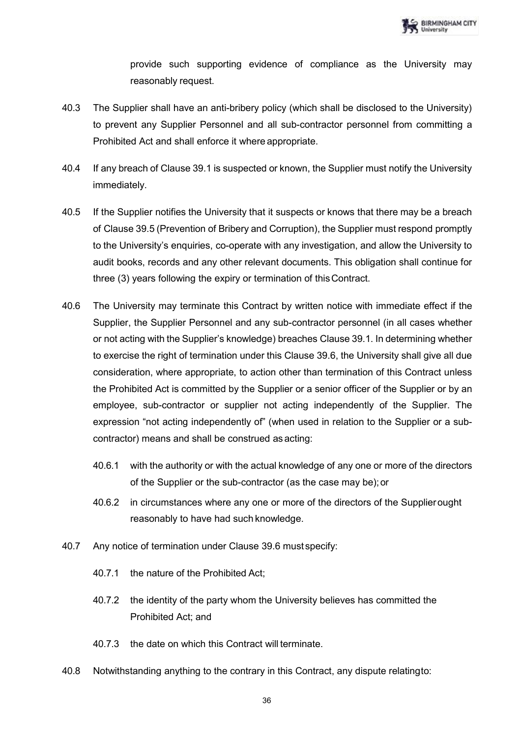provide such supporting evidence of compliance as the University may reasonably request.

40.3 The Supplier shall have an anti-bribery policy (which shall be disclosed to the University) to prevent any Supplier Personnel and all sub-contractor personnel from committing a Prohibited Act and shall enforce it where appropriate.

40.4 If any breach of Clause 39.1 is suspected or known, the Supplier must notify the University immediately.

40.5 If the Supplier notifies the University that it suspects or knows that there may be a breach of Clause 39.5 (Prevention of Bribery and Corruption), the Supplier must respond promptly to the University's enquiries, co-operate with any investigation, and allow the University to audit books, records and any other relevant documents. This obligation shall continue for three (3) years following the expiry or termination of this Contract.

40.6 The University may terminate this Contract by written notice with immediate effect if the Supplier, the Supplier Personnel and any sub-contractor personnel (in all cases whether or not acting with the Supplier's knowledge) breaches Clause 39.1. In determining whether to exercise the right of termination under this Clause 39.6, the University shall give all due consideration, where appropriate, to action other than termination of this Contract unless the Prohibited Act is committed by the Supplier or a senior officer of the Supplier or by an employee, sub-contractor or supplier not acting independently of the Supplier. The expression "not acting independently of" (when used in relation to the Supplier or a sub-contractor) means and shall be construed as acting:

40.6.1 with the authority or with the actual knowledge of any one or more of the directors of the Supplier or the sub-contractor (as the case may be); or

40.6.2 in circumstances where any one or more of the directors of the Supplier ought reasonably to have had such knowledge.

40.7 Any notice of termination under Clause 39.6 must specify:

40.7.1 the nature of the Prohibited Act;

40.7.2 the identity of the party whom the University believes has committed the Prohibited Act; and

40.7.3 the date on which this Contract will terminate.

40.8 Notwithstanding anything to the contrary in this Contract, any dispute relating to: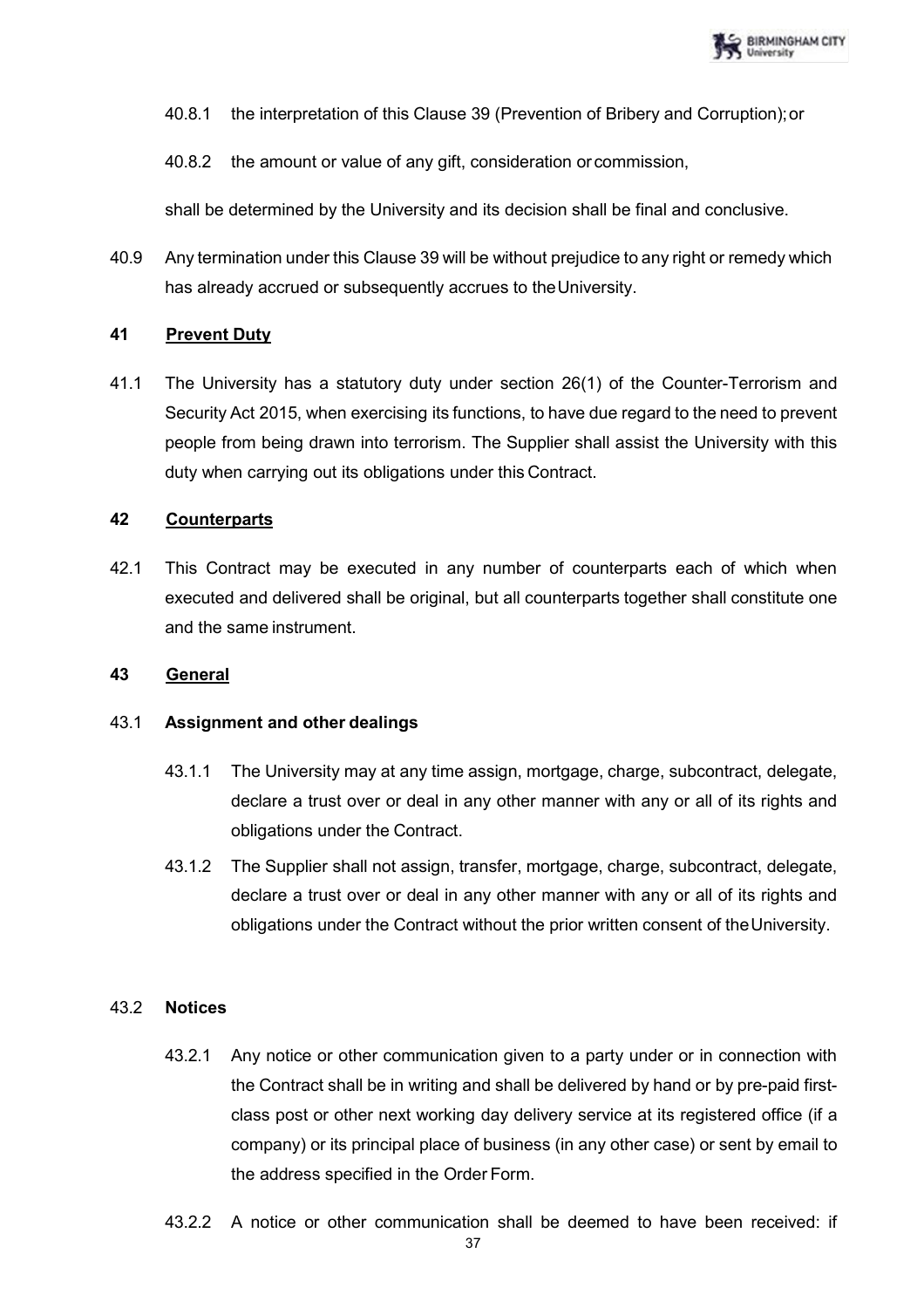40.8.1 the interpretation of this Clause 39 (Prevention of Bribery and Corruption); or

40.8.2 the amount or value of any gift, consideration or commission,

shall be determined by the University and its decision shall be final and conclusive.

40.9 Any termination under this Clause 39 will be without prejudice to any right or remedy which has already accrued or subsequently accrues to the University.

## 41 Prevent Duty

41.1 The University has a statutory duty under section 26(1) of the Counter-Terrorism and Security Act 2015, when exercising its functions, to have due regard to the need to prevent people from being drawn into terrorism. The Supplier shall assist the University with this duty when carrying out its obligations under this Contract.

## 42 Counterparts

42.1 This Contract may be executed in any number of counterparts each of which when executed and delivered shall be original, but all counterparts together shall constitute one and the same instrument.

## 43 General

### 43.1 Assignment and other dealings

43.1.1 The University may at any time assign, mortgage, charge, subcontract, delegate, declare a trust over or deal in any other manner with any or all of its rights and obligations under the Contract.

43.1.2 The Supplier shall not assign, transfer, mortgage, charge, subcontract, delegate, declare a trust over or deal in any other manner with any or all of its rights and obligations under the Contract without the prior written consent of the University.

### 43.2 Notices

43.2.1 Any notice or other communication given to a party under or in connection with the Contract shall be in writing and shall be delivered by hand or by pre-paid first-class post or other next working day delivery service at its registered office (if a company) or its principal place of business (in any other case) or sent by email to the address specified in the Order Form.

43.2.2 A notice or other communication shall be deemed to have been received: if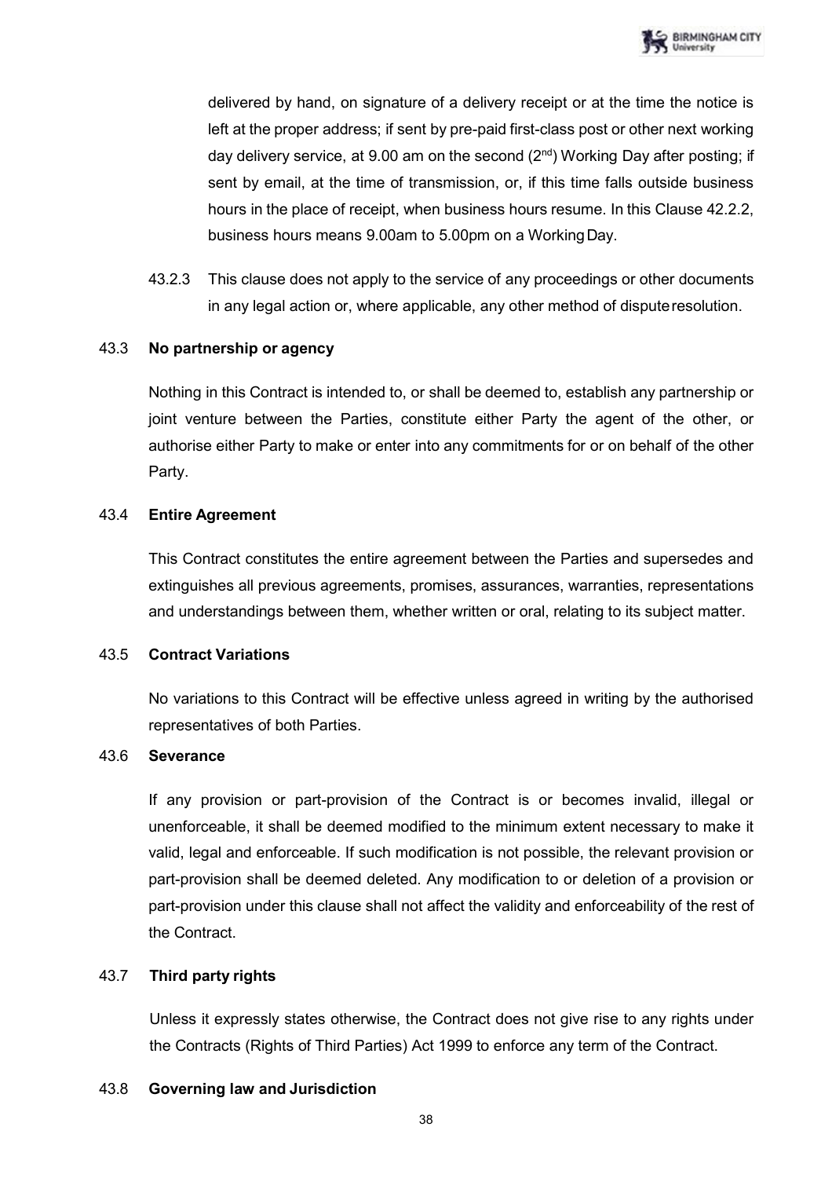delivered by hand, on signature of a delivery receipt or at the time the notice is left at the proper address; if sent by pre-paid first-class post or other next working day delivery service, at 9.00 am on the second (2nd) Working Day after posting; if sent by email, at the time of transmission, or, if this time falls outside business hours in the place of receipt, when business hours resume. In this Clause 42.2.2, business hours means 9.00am to 5.00pm on a Working Day.

43.2.3 This clause does not apply to the service of any proceedings or other documents in any legal action or, where applicable, any other method of dispute resolution.

43.3 **No partnership or agency**

Nothing in this Contract is intended to, or shall be deemed to, establish any partnership or joint venture between the Parties, constitute either Party the agent of the other, or authorise either Party to make or enter into any commitments for or on behalf of the other Party.

43.4 **Entire Agreement**

This Contract constitutes the entire agreement between the Parties and supersedes and extinguishes all previous agreements, promises, assurances, warranties, representations and understandings between them, whether written or oral, relating to its subject matter.

43.5 **Contract Variations**

No variations to this Contract will be effective unless agreed in writing by the authorised representatives of both Parties.

43.6 **Severance**

If any provision or part-provision of the Contract is or becomes invalid, illegal or unenforceable, it shall be deemed modified to the minimum extent necessary to make it valid, legal and enforceable. If such modification is not possible, the relevant provision or part-provision shall be deemed deleted. Any modification to or deletion of a provision or part-provision under this clause shall not affect the validity and enforceability of the rest of the Contract.

43.7 **Third party rights**

Unless it expressly states otherwise, the Contract does not give rise to any rights under the Contracts (Rights of Third Parties) Act 1999 to enforce any term of the Contract.

43.8 **Governing law and Jurisdiction**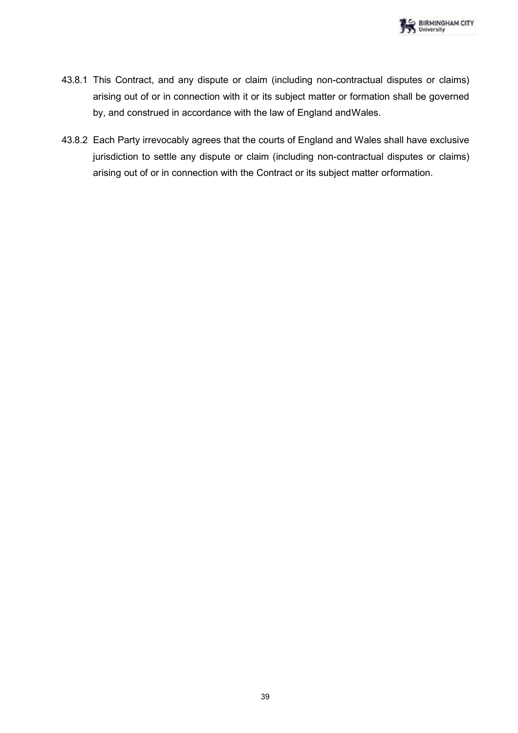43.8.1 This Contract, and any dispute or claim (including non-contractual disputes or claims) arising out of or in connection with it or its subject matter or formation shall be governed by, and construed in accordance with the law of England andWales.

43.8.2 Each Party irrevocably agrees that the courts of England and Wales shall have exclusive jurisdiction to settle any dispute or claim (including non-contractual disputes or claims) arising out of or in connection with the Contract or its subject matter orformation.